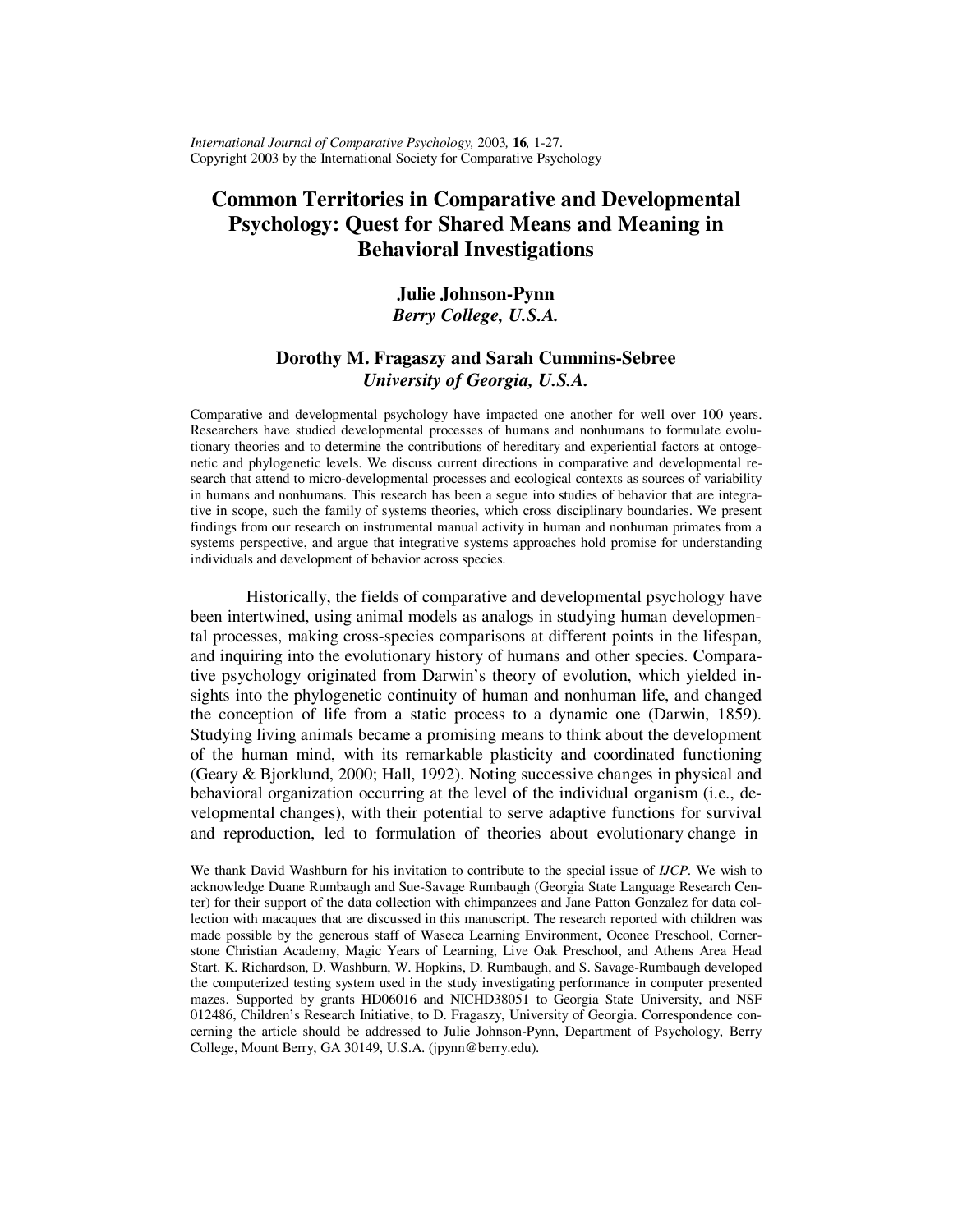*International Journal of Comparative Psychology,* 2003, **16**, 1-27.
Copyright 2003 by the International Society for Comparative Psychology

# Common Territories in Comparative and Developmental Psychology: Quest for Shared Means and Meaning in Behavioral Investigations

**Julie Johnson-Pynn**
***Berry College, U.S.A.***

**Dorothy M. Fragaszy and Sarah Cummins-Sebree**
***University of Georgia, U.S.A.***

Comparative and developmental psychology have impacted one another for well over 100 years. Researchers have studied developmental processes of humans and nonhumans to formulate evolutionary theories and to determine the contributions of hereditary and experiential factors at ontogenetic and phylogenetic levels. We discuss current directions in comparative and developmental research that attend to micro-developmental processes and ecological contexts as sources of variability in humans and nonhumans. This research has been a segue into studies of behavior that are integrative in scope, such the family of systems theories, which cross disciplinary boundaries. We present findings from our research on instrumental manual activity in human and nonhuman primates from a systems perspective, and argue that integrative systems approaches hold promise for understanding individuals and development of behavior across species.

Historically, the fields of comparative and developmental psychology have been intertwined, using animal models as analogs in studying human developmental processes, making cross-species comparisons at different points in the lifespan, and inquiring into the evolutionary history of humans and other species. Comparative psychology originated from Darwin's theory of evolution, which yielded insights into the phylogenetic continuity of human and nonhuman life, and changed the conception of life from a static process to a dynamic one (Darwin, 1859). Studying living animals became a promising means to think about the development of the human mind, with its remarkable plasticity and coordinated functioning (Geary & Bjorklund, 2000; Hall, 1992). Noting successive changes in physical and behavioral organization occurring at the level of the individual organism (i.e., developmental changes), with their potential to serve adaptive functions for survival and reproduction, led to formulation of theories about evolutionary change in

We thank David Washburn for his invitation to contribute to the special issue of *IJCP*. We wish to acknowledge Duane Rumbaugh and Sue-Savage Rumbaugh (Georgia State Language Research Center) for their support of the data collection with chimpanzees and Jane Patton Gonzalez for data collection with macaques that are discussed in this manuscript. The research reported with children was made possible by the generous staff of Waseca Learning Environment, Oconee Preschool, Cornerstone Christian Academy, Magic Years of Learning, Live Oak Preschool, and Athens Area Head Start. K. Richardson, D. Washburn, W. Hopkins, D. Rumbaugh, and S. Savage-Rumbaugh developed the computerized testing system used in the study investigating performance in computer presented mazes. Supported by grants HD06016 and NICHD38051 to Georgia State University, and NSF 012486, Children's Research Initiative, to D. Fragaszy, University of Georgia. Correspondence concerning the article should be addressed to Julie Johnson-Pynn, Department of Psychology, Berry College, Mount Berry, GA 30149, U.S.A. (jpynn@berry.edu).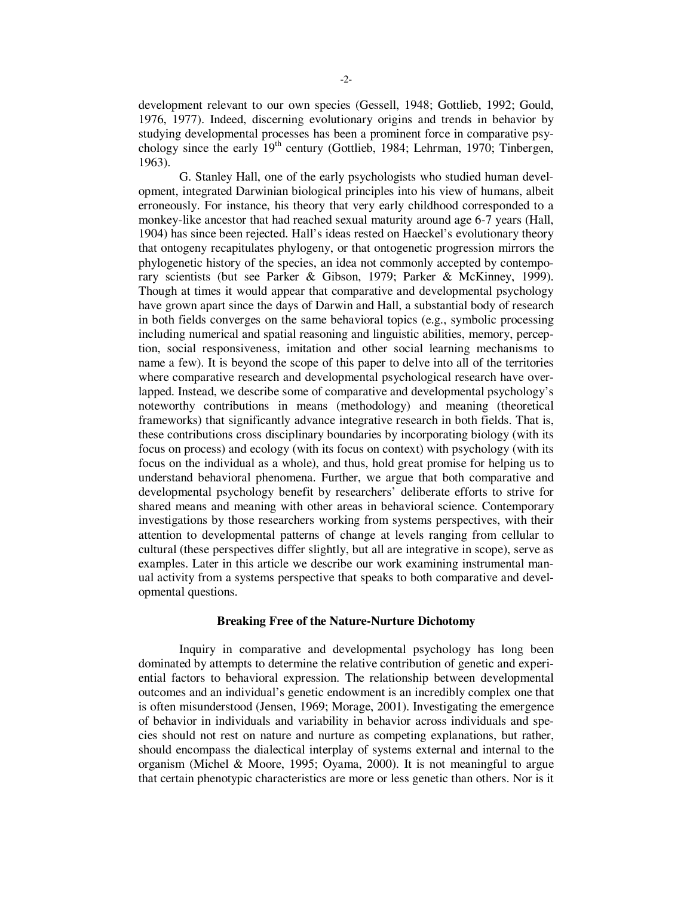development relevant to our own species (Gessell, 1948; Gottlieb, 1992; Gould, 1976, 1977). Indeed, discerning evolutionary origins and trends in behavior by studying developmental processes has been a prominent force in comparative psychology since the early 19[th] century (Gottlieb, 1984; Lehrman, 1970; Tinbergen, 1963).

G. Stanley Hall, one of the early psychologists who studied human development, integrated Darwinian biological principles into his view of humans, albeit erroneously. For instance, his theory that very early childhood corresponded to a monkey-like ancestor that had reached sexual maturity around age 6-7 years (Hall, 1904) has since been rejected. Hall's ideas rested on Haeckel's evolutionary theory that ontogeny recapitulates phylogeny, or that ontogenetic progression mirrors the phylogenetic history of the species, an idea not commonly accepted by contemporary scientists (but see Parker & Gibson, 1979; Parker & McKinney, 1999). Though at times it would appear that comparative and developmental psychology have grown apart since the days of Darwin and Hall, a substantial body of research in both fields converges on the same behavioral topics (e.g., symbolic processing including numerical and spatial reasoning and linguistic abilities, memory, perception, social responsiveness, imitation and other social learning mechanisms to name a few). It is beyond the scope of this paper to delve into all of the territories where comparative research and developmental psychological research have overlapped. Instead, we describe some of comparative and developmental psychology's noteworthy contributions in means (methodology) and meaning (theoretical frameworks) that significantly advance integrative research in both fields. That is, these contributions cross disciplinary boundaries by incorporating biology (with its focus on process) and ecology (with its focus on context) with psychology (with its focus on the individual as a whole), and thus, hold great promise for helping us to understand behavioral phenomena. Further, we argue that both comparative and developmental psychology benefit by researchers' deliberate efforts to strive for shared means and meaning with other areas in behavioral science. Contemporary investigations by those researchers working from systems perspectives, with their attention to developmental patterns of change at levels ranging from cellular to cultural (these perspectives differ slightly, but all are integrative in scope), serve as examples. Later in this article we describe our work examining instrumental manual activity from a systems perspective that speaks to both comparative and developmental questions.

## Breaking Free of the Nature-Nurture Dichotomy

Inquiry in comparative and developmental psychology has long been dominated by attempts to determine the relative contribution of genetic and experiential factors to behavioral expression. The relationship between developmental outcomes and an individual's genetic endowment is an incredibly complex one that is often misunderstood (Jensen, 1969; Morage, 2001). Investigating the emergence of behavior in individuals and variability in behavior across individuals and species should not rest on nature and nurture as competing explanations, but rather, should encompass the dialectical interplay of systems external and internal to the organism (Michel & Moore, 1995; Oyama, 2000). It is not meaningful to argue that certain phenotypic characteristics are more or less genetic than others. Nor is it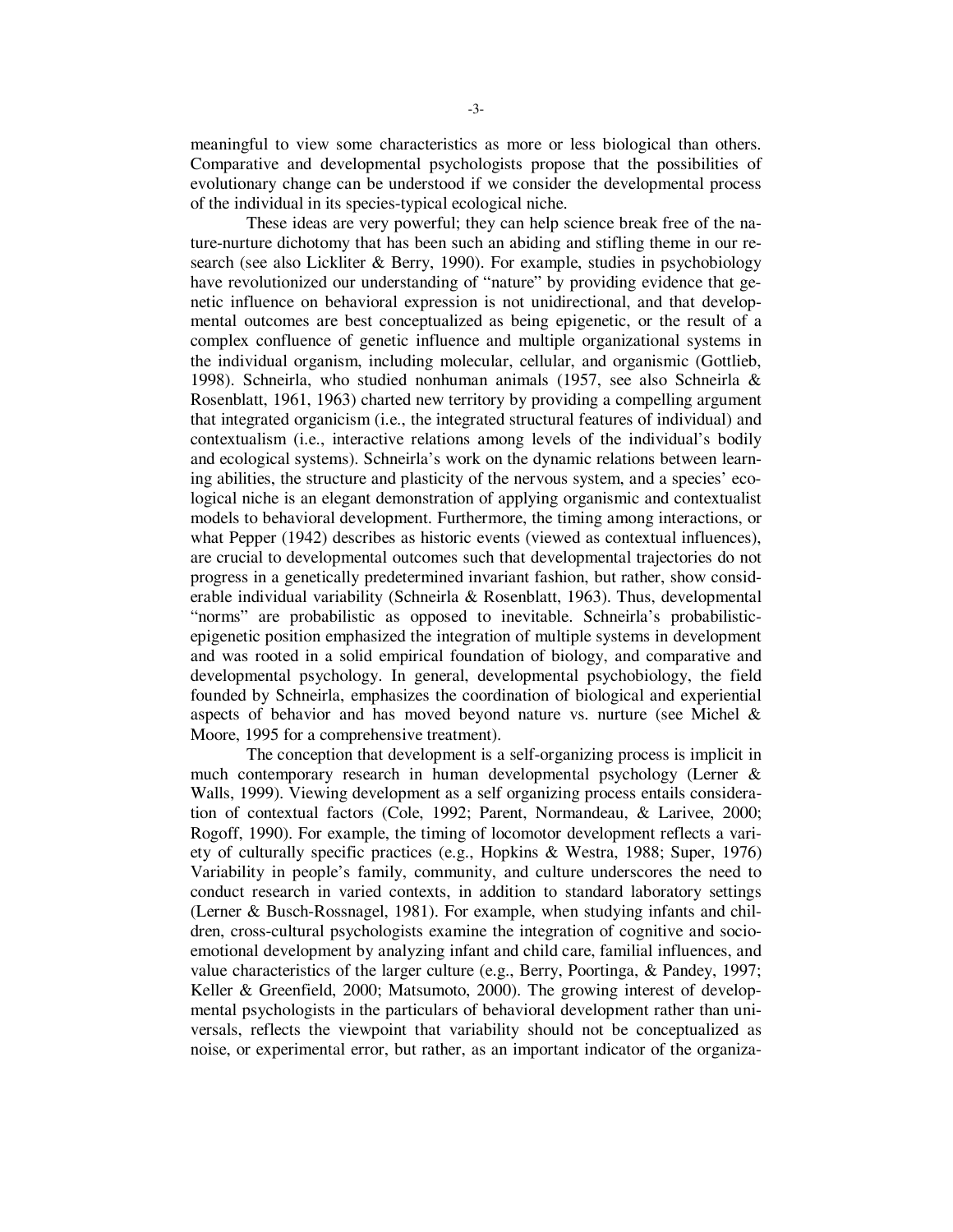meaningful to view some characteristics as more or less biological than others. Comparative and developmental psychologists propose that the possibilities of evolutionary change can be understood if we consider the developmental process of the individual in its species-typical ecological niche.

These ideas are very powerful; they can help science break free of the nature-nurture dichotomy that has been such an abiding and stifling theme in our research (see also Lickliter & Berry, 1990). For example, studies in psychobiology have revolutionized our understanding of "nature" by providing evidence that genetic influence on behavioral expression is not unidirectional, and that developmental outcomes are best conceptualized as being epigenetic, or the result of a complex confluence of genetic influence and multiple organizational systems in the individual organism, including molecular, cellular, and organismic (Gottlieb, 1998). Schneirla, who studied nonhuman animals (1957, see also Schneirla & Rosenblatt, 1961, 1963) charted new territory by providing a compelling argument that integrated organicism (i.e., the integrated structural features of individual) and contextualism (i.e., interactive relations among levels of the individual's bodily and ecological systems). Schneirla's work on the dynamic relations between learning abilities, the structure and plasticity of the nervous system, and a species' ecological niche is an elegant demonstration of applying organismic and contextualist models to behavioral development. Furthermore, the timing among interactions, or what Pepper (1942) describes as historic events (viewed as contextual influences), are crucial to developmental outcomes such that developmental trajectories do not progress in a genetically predetermined invariant fashion, but rather, show considerable individual variability (Schneirla & Rosenblatt, 1963). Thus, developmental "norms" are probabilistic as opposed to inevitable. Schneirla's probabilistic-epigenetic position emphasized the integration of multiple systems in development and was rooted in a solid empirical foundation of biology, and comparative and developmental psychology. In general, developmental psychobiology, the field founded by Schneirla, emphasizes the coordination of biological and experiential aspects of behavior and has moved beyond nature vs. nurture (see Michel & Moore, 1995 for a comprehensive treatment).

The conception that development is a self-organizing process is implicit in much contemporary research in human developmental psychology (Lerner & Walls, 1999). Viewing development as a self organizing process entails consideration of contextual factors (Cole, 1992; Parent, Normandeau, & Larivee, 2000; Rogoff, 1990). For example, the timing of locomotor development reflects a variety of culturally specific practices (e.g., Hopkins & Westra, 1988; Super, 1976) Variability in people's family, community, and culture underscores the need to conduct research in varied contexts, in addition to standard laboratory settings (Lerner & Busch-Rossnagel, 1981). For example, when studying infants and children, cross-cultural psychologists examine the integration of cognitive and socio-emotional development by analyzing infant and child care, familial influences, and value characteristics of the larger culture (e.g., Berry, Poortinga, & Pandey, 1997; Keller & Greenfield, 2000; Matsumoto, 2000). The growing interest of developmental psychologists in the particulars of behavioral development rather than universals, reflects the viewpoint that variability should not be conceptualized as noise, or experimental error, but rather, as an important indicator of the organiza-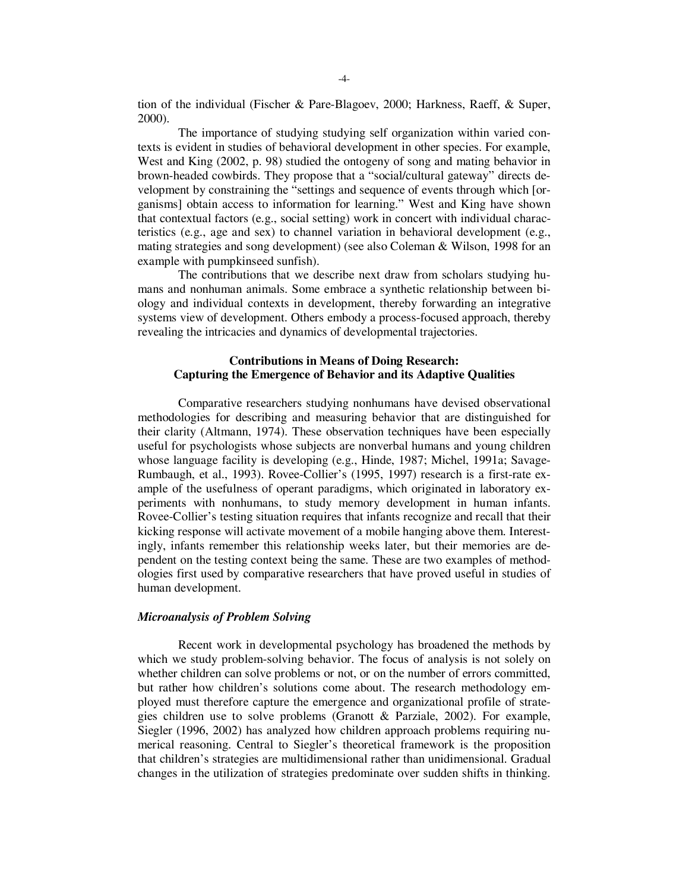tion of the individual (Fischer & Pare-Blagoev, 2000; Harkness, Raeff, & Super, 2000).

The importance of studying studying self organization within varied contexts is evident in studies of behavioral development in other species. For example, West and King (2002, p. 98) studied the ontogeny of song and mating behavior in brown-headed cowbirds. They propose that a "social/cultural gateway" directs development by constraining the "settings and sequence of events through which [organisms] obtain access to information for learning." West and King have shown that contextual factors (e.g., social setting) work in concert with individual characteristics (e.g., age and sex) to channel variation in behavioral development (e.g., mating strategies and song development) (see also Coleman & Wilson, 1998 for an example with pumpkinseed sunfish).

The contributions that we describe next draw from scholars studying humans and nonhuman animals. Some embrace a synthetic relationship between biology and individual contexts in development, thereby forwarding an integrative systems view of development. Others embody a process-focused approach, thereby revealing the intricacies and dynamics of developmental trajectories.

## Contributions in Means of Doing Research: Capturing the Emergence of Behavior and its Adaptive Qualities

Comparative researchers studying nonhumans have devised observational methodologies for describing and measuring behavior that are distinguished for their clarity (Altmann, 1974). These observation techniques have been especially useful for psychologists whose subjects are nonverbal humans and young children whose language facility is developing (e.g., Hinde, 1987; Michel, 1991a; Savage-Rumbaugh, et al., 1993). Rovee-Collier's (1995, 1997) research is a first-rate example of the usefulness of operant paradigms, which originated in laboratory experiments with nonhumans, to study memory development in human infants. Rovee-Collier's testing situation requires that infants recognize and recall that their kicking response will activate movement of a mobile hanging above them. Interestingly, infants remember this relationship weeks later, but their memories are dependent on the testing context being the same. These are two examples of methodologies first used by comparative researchers that have proved useful in studies of human development.

### *Microanalysis of Problem Solving*

Recent work in developmental psychology has broadened the methods by which we study problem-solving behavior. The focus of analysis is not solely on whether children can solve problems or not, or on the number of errors committed, but rather how children's solutions come about. The research methodology employed must therefore capture the emergence and organizational profile of strategies children use to solve problems (Granott & Parziale, 2002). For example, Siegler (1996, 2002) has analyzed how children approach problems requiring numerical reasoning. Central to Siegler's theoretical framework is the proposition that children's strategies are multidimensional rather than unidimensional. Gradual changes in the utilization of strategies predominate over sudden shifts in thinking.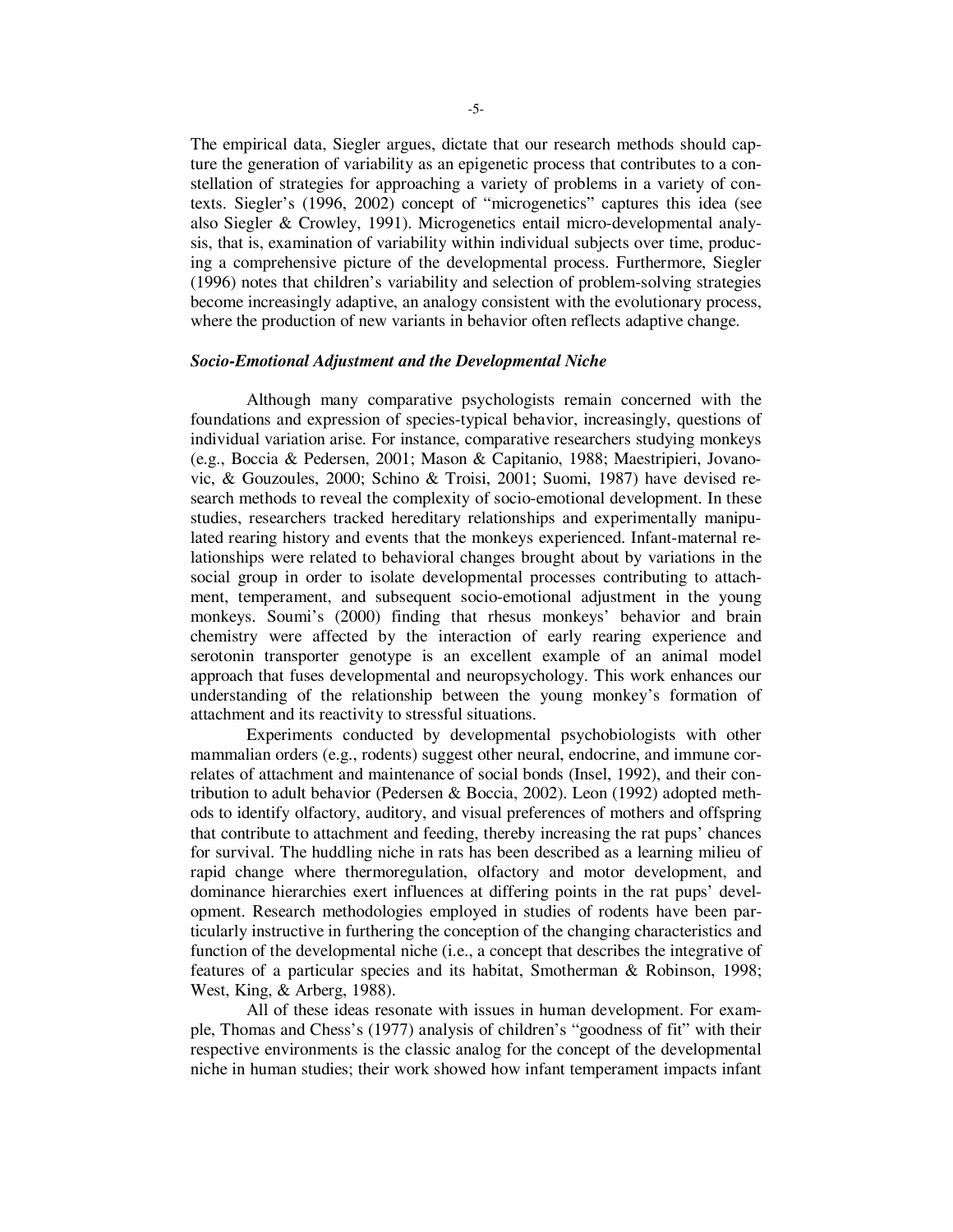The empirical data, Siegler argues, dictate that our research methods should capture the generation of variability as an epigenetic process that contributes to a constellation of strategies for approaching a variety of problems in a variety of contexts. Siegler's (1996, 2002) concept of "microgenetics" captures this idea (see also Siegler & Crowley, 1991). Microgenetics entail micro-developmental analysis, that is, examination of variability within individual subjects over time, producing a comprehensive picture of the developmental process. Furthermore, Siegler (1996) notes that children's variability and selection of problem-solving strategies become increasingly adaptive, an analogy consistent with the evolutionary process, where the production of new variants in behavior often reflects adaptive change.

### *Socio-Emotional Adjustment and the Developmental Niche*

Although many comparative psychologists remain concerned with the foundations and expression of species-typical behavior, increasingly, questions of individual variation arise. For instance, comparative researchers studying monkeys (e.g., Boccia & Pedersen, 2001; Mason & Capitanio, 1988; Maestripieri, Jovanovic, & Gouzoules, 2000; Schino & Troisi, 2001; Suomi, 1987) have devised research methods to reveal the complexity of socio-emotional development. In these studies, researchers tracked hereditary relationships and experimentally manipulated rearing history and events that the monkeys experienced. Infant-maternal relationships were related to behavioral changes brought about by variations in the social group in order to isolate developmental processes contributing to attachment, temperament, and subsequent socio-emotional adjustment in the young monkeys. Soumi's (2000) finding that rhesus monkeys' behavior and brain chemistry were affected by the interaction of early rearing experience and serotonin transporter genotype is an excellent example of an animal model approach that fuses developmental and neuropsychology. This work enhances our understanding of the relationship between the young monkey's formation of attachment and its reactivity to stressful situations.

Experiments conducted by developmental psychobiologists with other mammalian orders (e.g., rodents) suggest other neural, endocrine, and immune correlates of attachment and maintenance of social bonds (Insel, 1992), and their contribution to adult behavior (Pedersen & Boccia, 2002). Leon (1992) adopted methods to identify olfactory, auditory, and visual preferences of mothers and offspring that contribute to attachment and feeding, thereby increasing the rat pups' chances for survival. The huddling niche in rats has been described as a learning milieu of rapid change where thermoregulation, olfactory and motor development, and dominance hierarchies exert influences at differing points in the rat pups' development. Research methodologies employed in studies of rodents have been particularly instructive in furthering the conception of the changing characteristics and function of the developmental niche (i.e., a concept that describes the integrative of features of a particular species and its habitat, Smotherman & Robinson, 1998; West, King, & Arberg, 1988).

All of these ideas resonate with issues in human development. For example, Thomas and Chess's (1977) analysis of children's "goodness of fit" with their respective environments is the classic analog for the concept of the developmental niche in human studies; their work showed how infant temperament impacts infant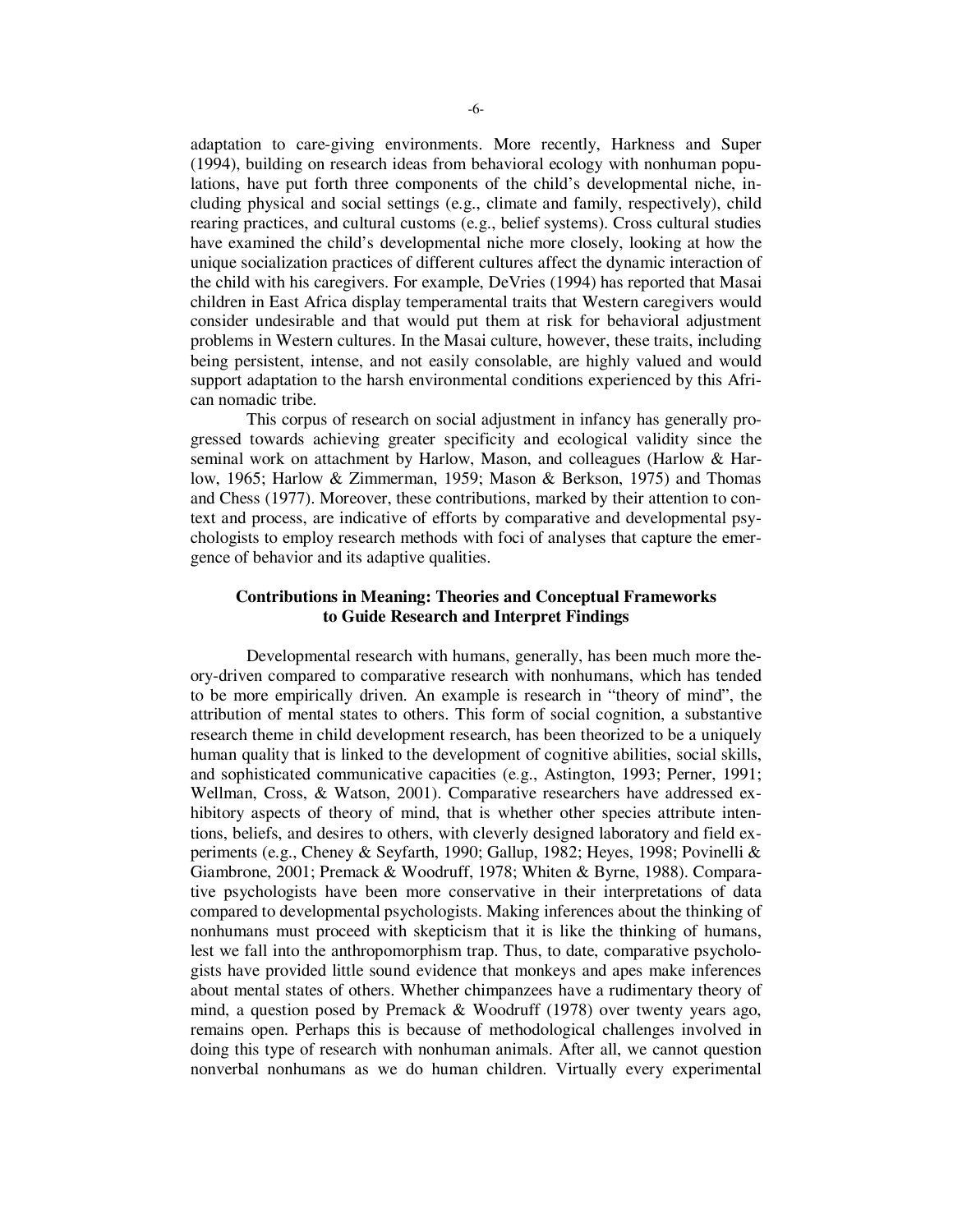adaptation to care-giving environments. More recently, Harkness and Super (1994), building on research ideas from behavioral ecology with nonhuman populations, have put forth three components of the child's developmental niche, including physical and social settings (e.g., climate and family, respectively), child rearing practices, and cultural customs (e.g., belief systems). Cross cultural studies have examined the child's developmental niche more closely, looking at how the unique socialization practices of different cultures affect the dynamic interaction of the child with his caregivers. For example, DeVries (1994) has reported that Masai children in East Africa display temperamental traits that Western caregivers would consider undesirable and that would put them at risk for behavioral adjustment problems in Western cultures. In the Masai culture, however, these traits, including being persistent, intense, and not easily consolable, are highly valued and would support adaptation to the harsh environmental conditions experienced by this African nomadic tribe.

This corpus of research on social adjustment in infancy has generally progressed towards achieving greater specificity and ecological validity since the seminal work on attachment by Harlow, Mason, and colleagues (Harlow & Harlow, 1965; Harlow & Zimmerman, 1959; Mason & Berkson, 1975) and Thomas and Chess (1977). Moreover, these contributions, marked by their attention to context and process, are indicative of efforts by comparative and developmental psychologists to employ research methods with foci of analyses that capture the emergence of behavior and its adaptive qualities.

## Contributions in Meaning: Theories and Conceptual Frameworks to Guide Research and Interpret Findings

Developmental research with humans, generally, has been much more theory-driven compared to comparative research with nonhumans, which has tended to be more empirically driven. An example is research in "theory of mind", the attribution of mental states to others. This form of social cognition, a substantive research theme in child development research, has been theorized to be a uniquely human quality that is linked to the development of cognitive abilities, social skills, and sophisticated communicative capacities (e.g., Astington, 1993; Perner, 1991; Wellman, Cross, & Watson, 2001). Comparative researchers have addressed exhibitory aspects of theory of mind, that is whether other species attribute intentions, beliefs, and desires to others, with cleverly designed laboratory and field experiments (e.g., Cheney & Seyfarth, 1990; Gallup, 1982; Heyes, 1998; Povinelli & Giambrone, 2001; Premack & Woodruff, 1978; Whiten & Byrne, 1988). Comparative psychologists have been more conservative in their interpretations of data compared to developmental psychologists. Making inferences about the thinking of nonhumans must proceed with skepticism that it is like the thinking of humans, lest we fall into the anthropomorphism trap. Thus, to date, comparative psychologists have provided little sound evidence that monkeys and apes make inferences about mental states of others. Whether chimpanzees have a rudimentary theory of mind, a question posed by Premack & Woodruff (1978) over twenty years ago, remains open. Perhaps this is because of methodological challenges involved in doing this type of research with nonhuman animals. After all, we cannot question nonverbal nonhumans as we do human children. Virtually every experimental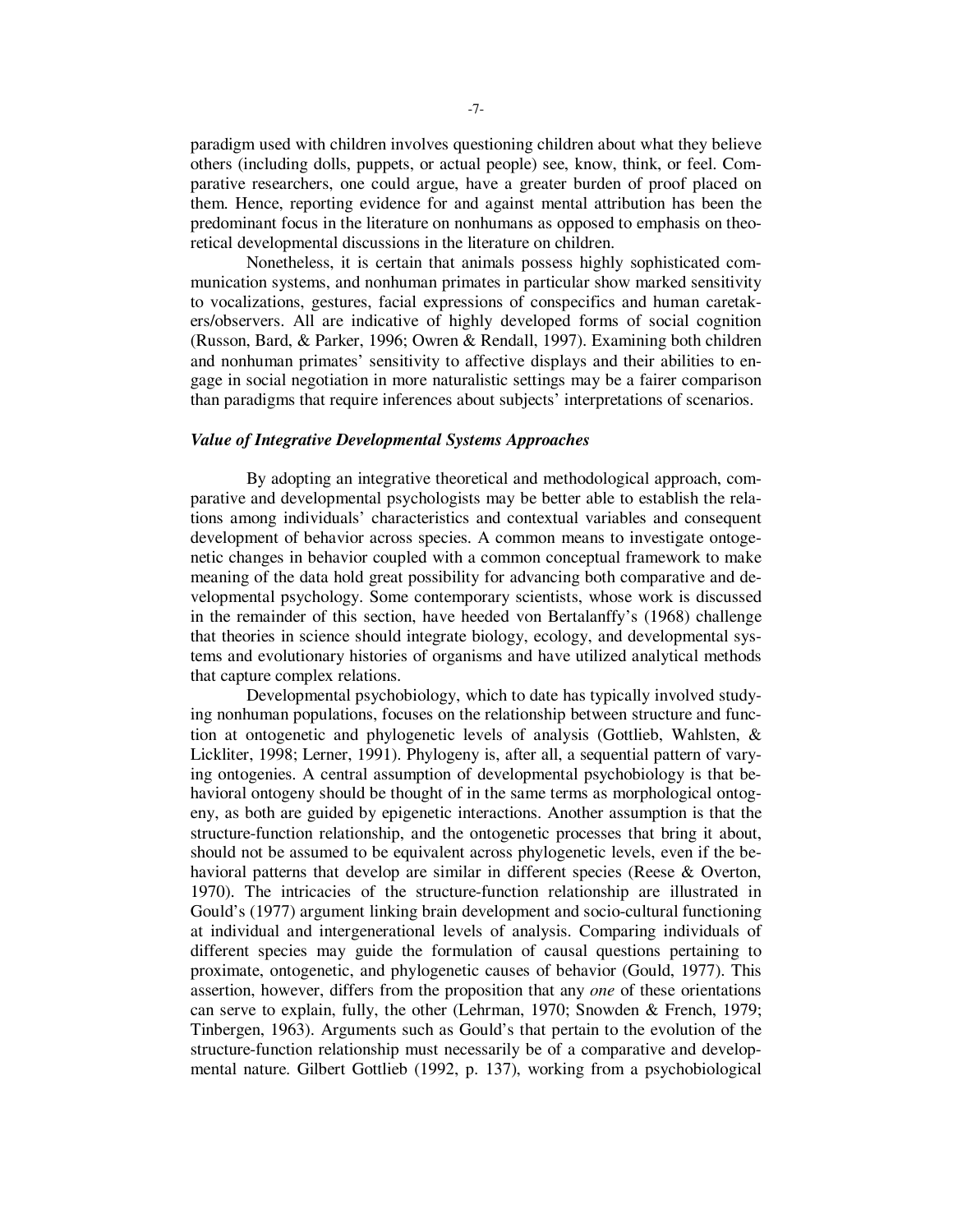paradigm used with children involves questioning children about what they believe others (including dolls, puppets, or actual people) see, know, think, or feel. Comparative researchers, one could argue, have a greater burden of proof placed on them. Hence, reporting evidence for and against mental attribution has been the predominant focus in the literature on nonhumans as opposed to emphasis on theoretical developmental discussions in the literature on children.

Nonetheless, it is certain that animals possess highly sophisticated communication systems, and nonhuman primates in particular show marked sensitivity to vocalizations, gestures, facial expressions of conspecifics and human caretakers/observers. All are indicative of highly developed forms of social cognition (Russon, Bard, & Parker, 1996; Owren & Rendall, 1997). Examining both children and nonhuman primates' sensitivity to affective displays and their abilities to engage in social negotiation in more naturalistic settings may be a fairer comparison than paradigms that require inferences about subjects' interpretations of scenarios.

### *Value of Integrative Developmental Systems Approaches*

By adopting an integrative theoretical and methodological approach, comparative and developmental psychologists may be better able to establish the relations among individuals' characteristics and contextual variables and consequent development of behavior across species. A common means to investigate ontogenetic changes in behavior coupled with a common conceptual framework to make meaning of the data hold great possibility for advancing both comparative and developmental psychology. Some contemporary scientists, whose work is discussed in the remainder of this section, have heeded von Bertalanffy's (1968) challenge that theories in science should integrate biology, ecology, and developmental systems and evolutionary histories of organisms and have utilized analytical methods that capture complex relations.

Developmental psychobiology, which to date has typically involved studying nonhuman populations, focuses on the relationship between structure and function at ontogenetic and phylogenetic levels of analysis (Gottlieb, Wahlsten, & Lickliter, 1998; Lerner, 1991). Phylogeny is, after all, a sequential pattern of varying ontogenies. A central assumption of developmental psychobiology is that behavioral ontogeny should be thought of in the same terms as morphological ontogeny, as both are guided by epigenetic interactions. Another assumption is that the structure-function relationship, and the ontogenetic processes that bring it about, should not be assumed to be equivalent across phylogenetic levels, even if the behavioral patterns that develop are similar in different species (Reese & Overton, 1970). The intricacies of the structure-function relationship are illustrated in Gould's (1977) argument linking brain development and socio-cultural functioning at individual and intergenerational levels of analysis. Comparing individuals of different species may guide the formulation of causal questions pertaining to proximate, ontogenetic, and phylogenetic causes of behavior (Gould, 1977). This assertion, however, differs from the proposition that any *one* of these orientations can serve to explain, fully, the other (Lehrman, 1970; Snowden & French, 1979; Tinbergen, 1963). Arguments such as Gould's that pertain to the evolution of the structure-function relationship must necessarily be of a comparative and developmental nature. Gilbert Gottlieb (1992, p. 137), working from a psychobiological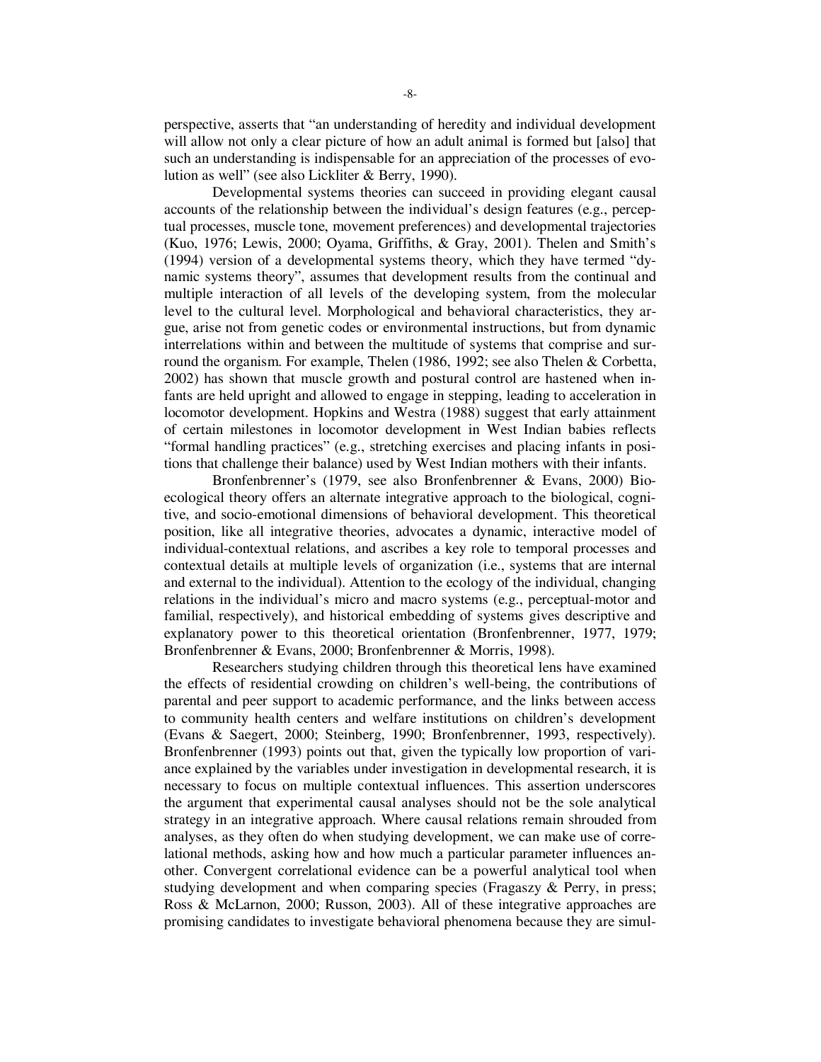perspective, asserts that "an understanding of heredity and individual development will allow not only a clear picture of how an adult animal is formed but [also] that such an understanding is indispensable for an appreciation of the processes of evolution as well" (see also Lickliter & Berry, 1990).

Developmental systems theories can succeed in providing elegant causal accounts of the relationship between the individual's design features (e.g., perceptual processes, muscle tone, movement preferences) and developmental trajectories (Kuo, 1976; Lewis, 2000; Oyama, Griffiths, & Gray, 2001). Thelen and Smith's (1994) version of a developmental systems theory, which they have termed "dynamic systems theory", assumes that development results from the continual and multiple interaction of all levels of the developing system, from the molecular level to the cultural level. Morphological and behavioral characteristics, they argue, arise not from genetic codes or environmental instructions, but from dynamic interrelations within and between the multitude of systems that comprise and surround the organism. For example, Thelen (1986, 1992; see also Thelen & Corbetta, 2002) has shown that muscle growth and postural control are hastened when infants are held upright and allowed to engage in stepping, leading to acceleration in locomotor development. Hopkins and Westra (1988) suggest that early attainment of certain milestones in locomotor development in West Indian babies reflects "formal handling practices" (e.g., stretching exercises and placing infants in positions that challenge their balance) used by West Indian mothers with their infants.

Bronfenbrenner's (1979, see also Bronfenbrenner & Evans, 2000) Bioecological theory offers an alternate integrative approach to the biological, cognitive, and socio-emotional dimensions of behavioral development. This theoretical position, like all integrative theories, advocates a dynamic, interactive model of individual-contextual relations, and ascribes a key role to temporal processes and contextual details at multiple levels of organization (i.e., systems that are internal and external to the individual). Attention to the ecology of the individual, changing relations in the individual's micro and macro systems (e.g., perceptual-motor and familial, respectively), and historical embedding of systems gives descriptive and explanatory power to this theoretical orientation (Bronfenbrenner, 1977, 1979; Bronfenbrenner & Evans, 2000; Bronfenbrenner & Morris, 1998).

Researchers studying children through this theoretical lens have examined the effects of residential crowding on children's well-being, the contributions of parental and peer support to academic performance, and the links between access to community health centers and welfare institutions on children's development (Evans & Saegert, 2000; Steinberg, 1990; Bronfenbrenner, 1993, respectively). Bronfenbrenner (1993) points out that, given the typically low proportion of variance explained by the variables under investigation in developmental research, it is necessary to focus on multiple contextual influences. This assertion underscores the argument that experimental causal analyses should not be the sole analytical strategy in an integrative approach. Where causal relations remain shrouded from analyses, as they often do when studying development, we can make use of correlational methods, asking how and how much a particular parameter influences another. Convergent correlational evidence can be a powerful analytical tool when studying development and when comparing species (Fragaszy & Perry, in press; Ross & McLarnon, 2000; Russon, 2003). All of these integrative approaches are promising candidates to investigate behavioral phenomena because they are simul-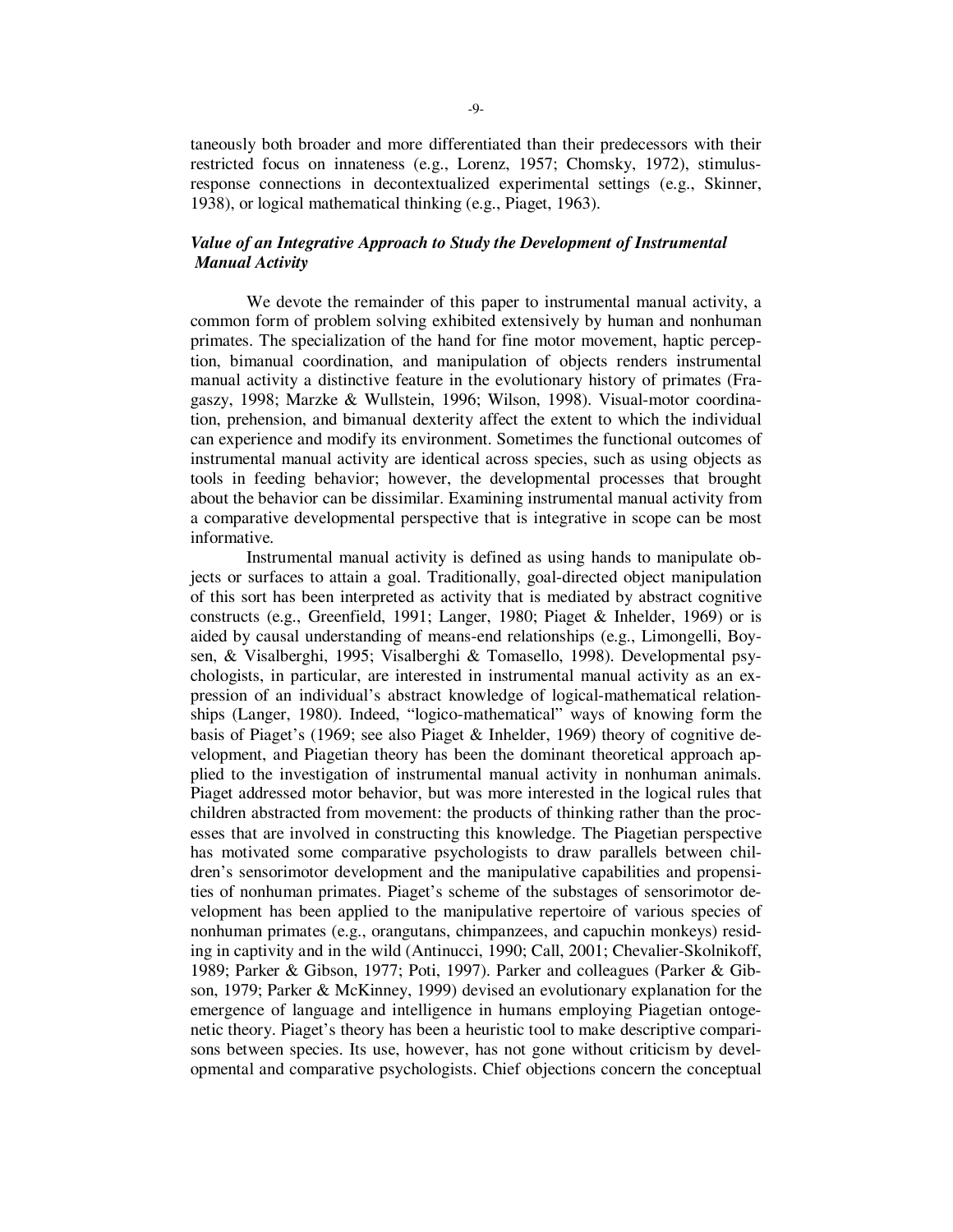taneously both broader and more differentiated than their predecessors with their restricted focus on innateness (e.g., Lorenz, 1957; Chomsky, 1972), stimulus-response connections in decontextualized experimental settings (e.g., Skinner, 1938), or logical mathematical thinking (e.g., Piaget, 1963).

### *Value of an Integrative Approach to Study the Development of Instrumental Manual Activity*

We devote the remainder of this paper to instrumental manual activity, a common form of problem solving exhibited extensively by human and nonhuman primates. The specialization of the hand for fine motor movement, haptic perception, bimanual coordination, and manipulation of objects renders instrumental manual activity a distinctive feature in the evolutionary history of primates (Fragaszy, 1998; Marzke & Wullstein, 1996; Wilson, 1998). Visual-motor coordination, prehension, and bimanual dexterity affect the extent to which the individual can experience and modify its environment. Sometimes the functional outcomes of instrumental manual activity are identical across species, such as using objects as tools in feeding behavior; however, the developmental processes that brought about the behavior can be dissimilar. Examining instrumental manual activity from a comparative developmental perspective that is integrative in scope can be most informative.

Instrumental manual activity is defined as using hands to manipulate objects or surfaces to attain a goal. Traditionally, goal-directed object manipulation of this sort has been interpreted as activity that is mediated by abstract cognitive constructs (e.g., Greenfield, 1991; Langer, 1980; Piaget & Inhelder, 1969) or is aided by causal understanding of means-end relationships (e.g., Limongelli, Boysen, & Visalberghi, 1995; Visalberghi & Tomasello, 1998). Developmental psychologists, in particular, are interested in instrumental manual activity as an expression of an individual's abstract knowledge of logical-mathematical relationships (Langer, 1980). Indeed, "logico-mathematical" ways of knowing form the basis of Piaget's (1969; see also Piaget & Inhelder, 1969) theory of cognitive development, and Piagetian theory has been the dominant theoretical approach applied to the investigation of instrumental manual activity in nonhuman animals. Piaget addressed motor behavior, but was more interested in the logical rules that children abstracted from movement: the products of thinking rather than the processes that are involved in constructing this knowledge. The Piagetian perspective has motivated some comparative psychologists to draw parallels between children's sensorimotor development and the manipulative capabilities and propensities of nonhuman primates. Piaget's scheme of the substages of sensorimotor development has been applied to the manipulative repertoire of various species of nonhuman primates (e.g., orangutans, chimpanzees, and capuchin monkeys) residing in captivity and in the wild (Antinucci, 1990; Call, 2001; Chevalier-Skolnikoff, 1989; Parker & Gibson, 1977; Poti, 1997). Parker and colleagues (Parker & Gibson, 1979; Parker & McKinney, 1999) devised an evolutionary explanation for the emergence of language and intelligence in humans employing Piagetian ontogenetic theory. Piaget's theory has been a heuristic tool to make descriptive comparisons between species. Its use, however, has not gone without criticism by developmental and comparative psychologists. Chief objections concern the conceptual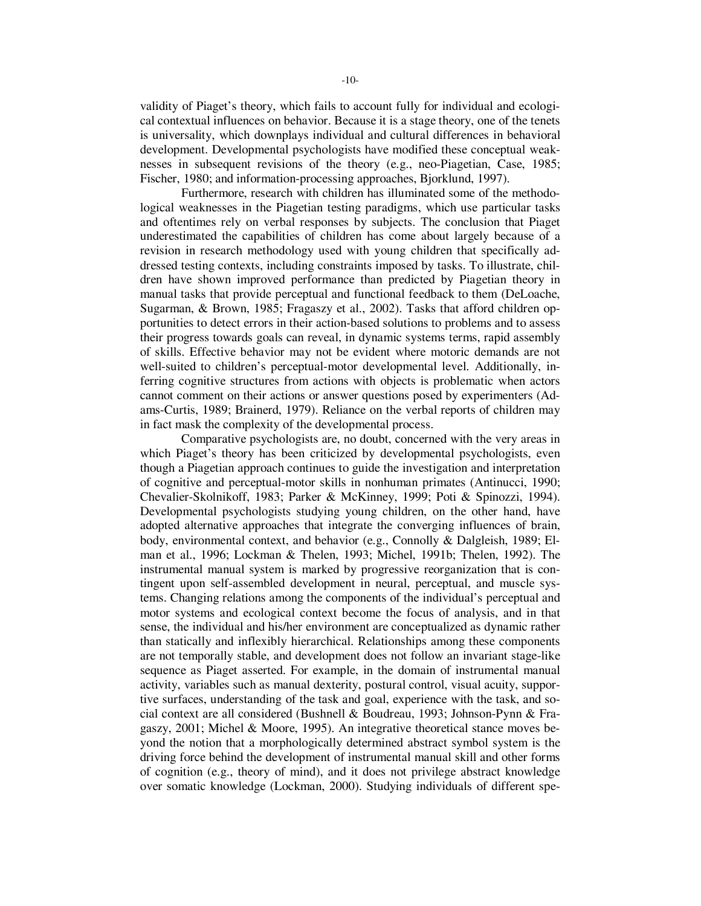validity of Piaget's theory, which fails to account fully for individual and ecological contextual influences on behavior. Because it is a stage theory, one of the tenets is universality, which downplays individual and cultural differences in behavioral development. Developmental psychologists have modified these conceptual weaknesses in subsequent revisions of the theory (e.g., neo-Piagetian, Case, 1985; Fischer, 1980; and information-processing approaches, Bjorklund, 1997).

Furthermore, research with children has illuminated some of the methodological weaknesses in the Piagetian testing paradigms, which use particular tasks and oftentimes rely on verbal responses by subjects. The conclusion that Piaget underestimated the capabilities of children has come about largely because of a revision in research methodology used with young children that specifically addressed testing contexts, including constraints imposed by tasks. To illustrate, children have shown improved performance than predicted by Piagetian theory in manual tasks that provide perceptual and functional feedback to them (DeLoache, Sugarman, & Brown, 1985; Fragaszy et al., 2002). Tasks that afford children opportunities to detect errors in their action-based solutions to problems and to assess their progress towards goals can reveal, in dynamic systems terms, rapid assembly of skills. Effective behavior may not be evident where motoric demands are not well-suited to children's perceptual-motor developmental level. Additionally, inferring cognitive structures from actions with objects is problematic when actors cannot comment on their actions or answer questions posed by experimenters (Adams-Curtis, 1989; Brainerd, 1979). Reliance on the verbal reports of children may in fact mask the complexity of the developmental process.

Comparative psychologists are, no doubt, concerned with the very areas in which Piaget's theory has been criticized by developmental psychologists, even though a Piagetian approach continues to guide the investigation and interpretation of cognitive and perceptual-motor skills in nonhuman primates (Antinucci, 1990; Chevalier-Skolnikoff, 1983; Parker & McKinney, 1999; Poti & Spinozzi, 1994). Developmental psychologists studying young children, on the other hand, have adopted alternative approaches that integrate the converging influences of brain, body, environmental context, and behavior (e.g., Connolly & Dalgleish, 1989; Elman et al., 1996; Lockman & Thelen, 1993; Michel, 1991b; Thelen, 1992). The instrumental manual system is marked by progressive reorganization that is contingent upon self-assembled development in neural, perceptual, and muscle systems. Changing relations among the components of the individual's perceptual and motor systems and ecological context become the focus of analysis, and in that sense, the individual and his/her environment are conceptualized as dynamic rather than statically and inflexibly hierarchical. Relationships among these components are not temporally stable, and development does not follow an invariant stage-like sequence as Piaget asserted. For example, in the domain of instrumental manual activity, variables such as manual dexterity, postural control, visual acuity, supportive surfaces, understanding of the task and goal, experience with the task, and social context are all considered (Bushnell & Boudreau, 1993; Johnson-Pynn & Fragaszy, 2001; Michel & Moore, 1995). An integrative theoretical stance moves beyond the notion that a morphologically determined abstract symbol system is the driving force behind the development of instrumental manual skill and other forms of cognition (e.g., theory of mind), and it does not privilege abstract knowledge over somatic knowledge (Lockman, 2000). Studying individuals of different spe-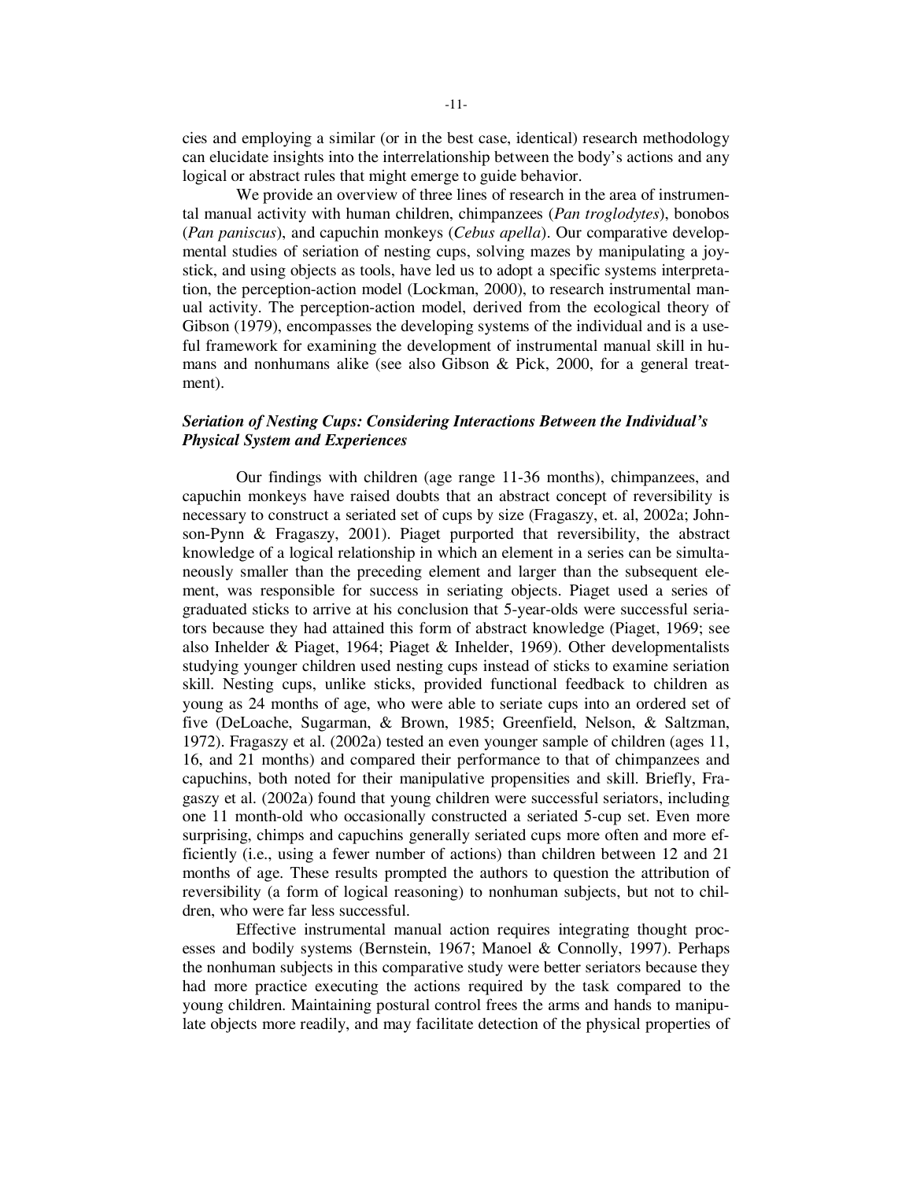cies and employing a similar (or in the best case, identical) research methodology can elucidate insights into the interrelationship between the body's actions and any logical or abstract rules that might emerge to guide behavior.

We provide an overview of three lines of research in the area of instrumental manual activity with human children, chimpanzees (*Pan troglodytes*), bonobos (*Pan paniscus*), and capuchin monkeys (*Cebus apella*). Our comparative developmental studies of seriation of nesting cups, solving mazes by manipulating a joystick, and using objects as tools, have led us to adopt a specific systems interpretation, the perception-action model (Lockman, 2000), to research instrumental manual activity. The perception-action model, derived from the ecological theory of Gibson (1979), encompasses the developing systems of the individual and is a useful framework for examining the development of instrumental manual skill in humans and nonhumans alike (see also Gibson & Pick, 2000, for a general treatment).

### *Seriation of Nesting Cups: Considering Interactions Between the Individual's Physical System and Experiences*

Our findings with children (age range 11-36 months), chimpanzees, and capuchin monkeys have raised doubts that an abstract concept of reversibility is necessary to construct a seriated set of cups by size (Fragaszy, et. al, 2002a; Johnson-Pynn & Fragaszy, 2001). Piaget purported that reversibility, the abstract knowledge of a logical relationship in which an element in a series can be simultaneously smaller than the preceding element and larger than the subsequent element, was responsible for success in seriating objects. Piaget used a series of graduated sticks to arrive at his conclusion that 5-year-olds were successful seriators because they had attained this form of abstract knowledge (Piaget, 1969; see also Inhelder & Piaget, 1964; Piaget & Inhelder, 1969). Other developmentalists studying younger children used nesting cups instead of sticks to examine seriation skill. Nesting cups, unlike sticks, provided functional feedback to children as young as 24 months of age, who were able to seriate cups into an ordered set of five (DeLoache, Sugarman, & Brown, 1985; Greenfield, Nelson, & Saltzman, 1972). Fragaszy et al. (2002a) tested an even younger sample of children (ages 11, 16, and 21 months) and compared their performance to that of chimpanzees and capuchins, both noted for their manipulative propensities and skill. Briefly, Fragaszy et al. (2002a) found that young children were successful seriators, including one 11 month-old who occasionally constructed a seriated 5-cup set. Even more surprising, chimps and capuchins generally seriated cups more often and more efficiently (i.e., using a fewer number of actions) than children between 12 and 21 months of age. These results prompted the authors to question the attribution of reversibility (a form of logical reasoning) to nonhuman subjects, but not to children, who were far less successful.

Effective instrumental manual action requires integrating thought processes and bodily systems (Bernstein, 1967; Manoel & Connolly, 1997). Perhaps the nonhuman subjects in this comparative study were better seriators because they had more practice executing the actions required by the task compared to the young children. Maintaining postural control frees the arms and hands to manipulate objects more readily, and may facilitate detection of the physical properties of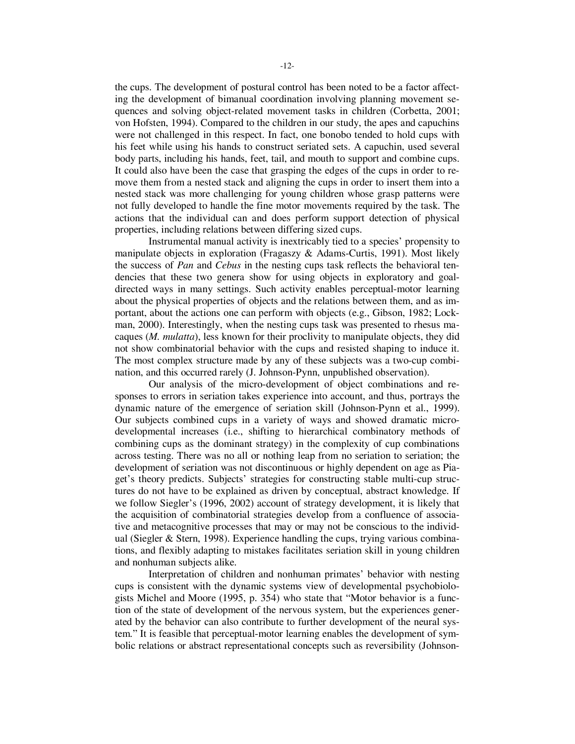the cups. The development of postural control has been noted to be a factor affecting the development of bimanual coordination involving planning movement sequences and solving object-related movement tasks in children (Corbetta, 2001; von Hofsten, 1994). Compared to the children in our study, the apes and capuchins were not challenged in this respect. In fact, one bonobo tended to hold cups with his feet while using his hands to construct seriated sets. A capuchin, used several body parts, including his hands, feet, tail, and mouth to support and combine cups. It could also have been the case that grasping the edges of the cups in order to remove them from a nested stack and aligning the cups in order to insert them into a nested stack was more challenging for young children whose grasp patterns were not fully developed to handle the fine motor movements required by the task. The actions that the individual can and does perform support detection of physical properties, including relations between differing sized cups.

Instrumental manual activity is inextricably tied to a species' propensity to manipulate objects in exploration (Fragaszy & Adams-Curtis, 1991). Most likely the success of *Pan* and *Cebus* in the nesting cups task reflects the behavioral tendencies that these two genera show for using objects in exploratory and goal-directed ways in many settings. Such activity enables perceptual-motor learning about the physical properties of objects and the relations between them, and as important, about the actions one can perform with objects (e.g., Gibson, 1982; Lockman, 2000). Interestingly, when the nesting cups task was presented to rhesus macaques (*M. mulatta*), less known for their proclivity to manipulate objects, they did not show combinatorial behavior with the cups and resisted shaping to induce it. The most complex structure made by any of these subjects was a two-cup combination, and this occurred rarely (J. Johnson-Pynn, unpublished observation).

Our analysis of the micro-development of object combinations and responses to errors in seriation takes experience into account, and thus, portrays the dynamic nature of the emergence of seriation skill (Johnson-Pynn et al., 1999). Our subjects combined cups in a variety of ways and showed dramatic micro-developmental increases (i.e., shifting to hierarchical combinatory methods of combining cups as the dominant strategy) in the complexity of cup combinations across testing. There was no all or nothing leap from no seriation to seriation; the development of seriation was not discontinuous or highly dependent on age as Piaget's theory predicts. Subjects' strategies for constructing stable multi-cup structures do not have to be explained as driven by conceptual, abstract knowledge. If we follow Siegler's (1996, 2002) account of strategy development, it is likely that the acquisition of combinatorial strategies develop from a confluence of associative and metacognitive processes that may or may not be conscious to the individual (Siegler & Stern, 1998). Experience handling the cups, trying various combinations, and flexibly adapting to mistakes facilitates seriation skill in young children and nonhuman subjects alike.

Interpretation of children and nonhuman primates' behavior with nesting cups is consistent with the dynamic systems view of developmental psychobiologists Michel and Moore (1995, p. 354) who state that "Motor behavior is a function of the state of development of the nervous system, but the experiences generated by the behavior can also contribute to further development of the neural system." It is feasible that perceptual-motor learning enables the development of symbolic relations or abstract representational concepts such as reversibility (Johnson-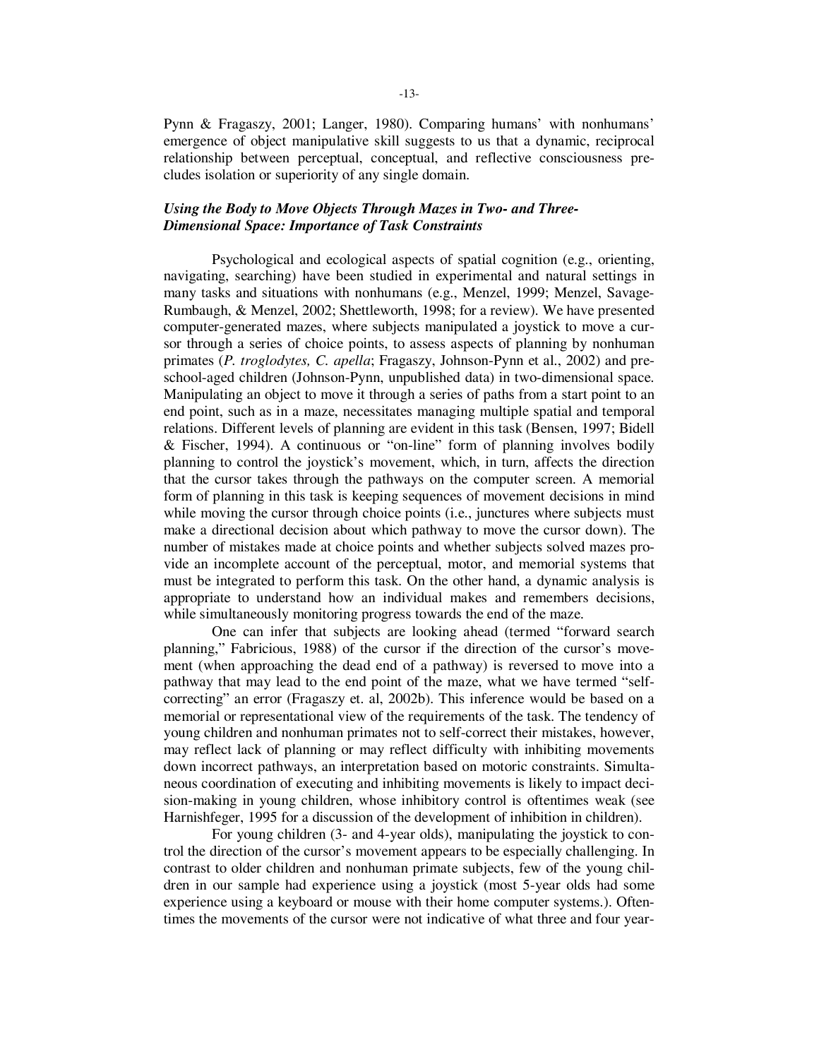Pynn & Fragaszy, 2001; Langer, 1980). Comparing humans' with nonhumans' emergence of object manipulative skill suggests to us that a dynamic, reciprocal relationship between perceptual, conceptual, and reflective consciousness precludes isolation or superiority of any single domain.

### *Using the Body to Move Objects Through Mazes in Two- and Three-Dimensional Space: Importance of Task Constraints*

Psychological and ecological aspects of spatial cognition (e.g., orienting, navigating, searching) have been studied in experimental and natural settings in many tasks and situations with nonhumans (e.g., Menzel, 1999; Menzel, Savage-Rumbaugh, & Menzel, 2002; Shettleworth, 1998; for a review). We have presented computer-generated mazes, where subjects manipulated a joystick to move a cursor through a series of choice points, to assess aspects of planning by nonhuman primates (*P. troglodytes, C. apella*; Fragaszy, Johnson-Pynn et al., 2002) and preschool-aged children (Johnson-Pynn, unpublished data) in two-dimensional space. Manipulating an object to move it through a series of paths from a start point to an end point, such as in a maze, necessitates managing multiple spatial and temporal relations. Different levels of planning are evident in this task (Bensen, 1997; Bidell & Fischer, 1994). A continuous or "on-line" form of planning involves bodily planning to control the joystick's movement, which, in turn, affects the direction that the cursor takes through the pathways on the computer screen. A memorial form of planning in this task is keeping sequences of movement decisions in mind while moving the cursor through choice points (i.e., junctures where subjects must make a directional decision about which pathway to move the cursor down). The number of mistakes made at choice points and whether subjects solved mazes provide an incomplete account of the perceptual, motor, and memorial systems that must be integrated to perform this task. On the other hand, a dynamic analysis is appropriate to understand how an individual makes and remembers decisions, while simultaneously monitoring progress towards the end of the maze.

One can infer that subjects are looking ahead (termed "forward search planning," Fabricious, 1988) of the cursor if the direction of the cursor's movement (when approaching the dead end of a pathway) is reversed to move into a pathway that may lead to the end point of the maze, what we have termed "self-correcting" an error (Fragaszy et. al, 2002b). This inference would be based on a memorial or representational view of the requirements of the task. The tendency of young children and nonhuman primates not to self-correct their mistakes, however, may reflect lack of planning or may reflect difficulty with inhibiting movements down incorrect pathways, an interpretation based on motoric constraints. Simultaneous coordination of executing and inhibiting movements is likely to impact decision-making in young children, whose inhibitory control is oftentimes weak (see Harnishfeger, 1995 for a discussion of the development of inhibition in children).

For young children (3- and 4-year olds), manipulating the joystick to control the direction of the cursor's movement appears to be especially challenging. In contrast to older children and nonhuman primate subjects, few of the young children in our sample had experience using a joystick (most 5-year olds had some experience using a keyboard or mouse with their home computer systems.). Oftentimes the movements of the cursor were not indicative of what three and four year-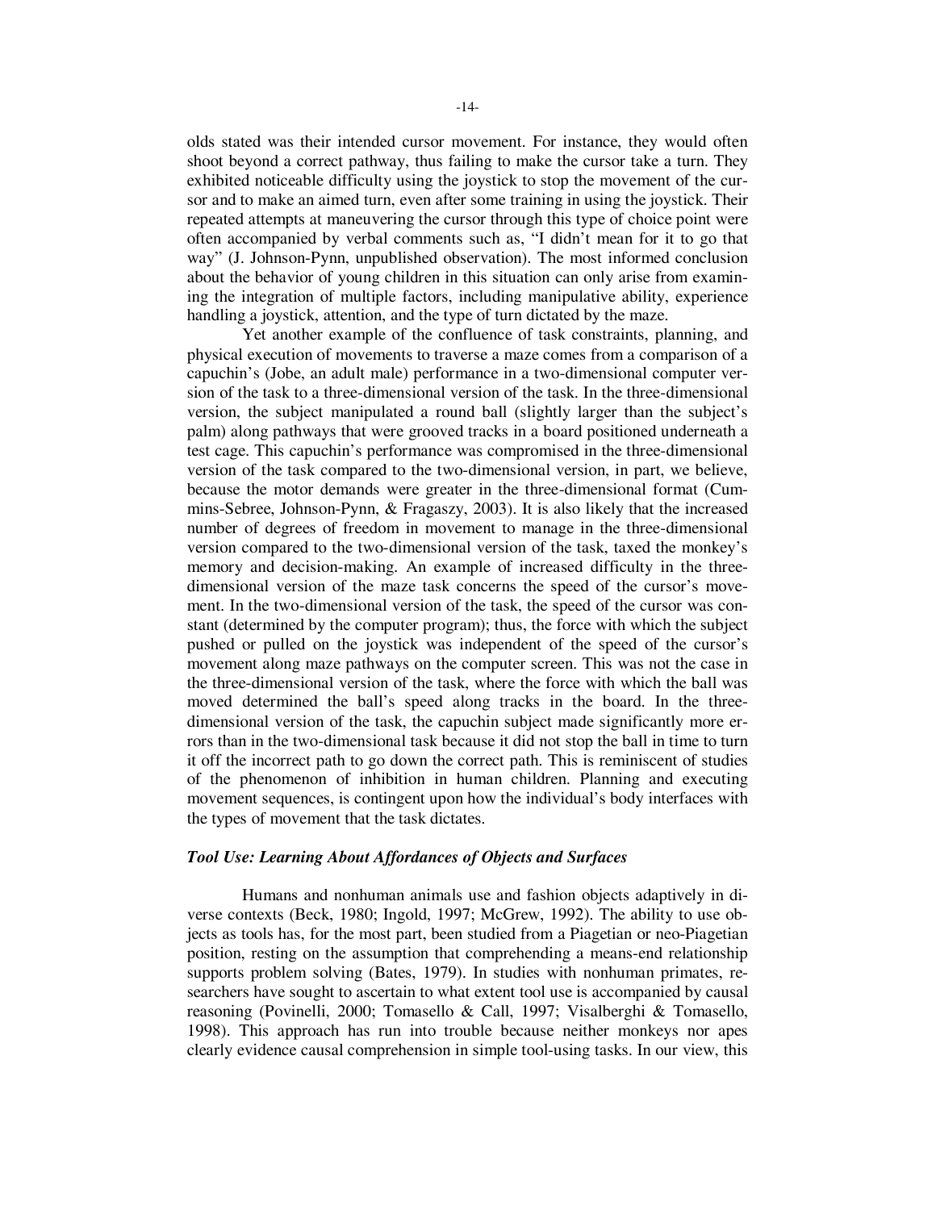olds stated was their intended cursor movement. For instance, they would often shoot beyond a correct pathway, thus failing to make the cursor take a turn. They exhibited noticeable difficulty using the joystick to stop the movement of the cursor and to make an aimed turn, even after some training in using the joystick. Their repeated attempts at maneuvering the cursor through this type of choice point were often accompanied by verbal comments such as, "I didn't mean for it to go that way" (J. Johnson-Pynn, unpublished observation). The most informed conclusion about the behavior of young children in this situation can only arise from examining the integration of multiple factors, including manipulative ability, experience handling a joystick, attention, and the type of turn dictated by the maze.

Yet another example of the confluence of task constraints, planning, and physical execution of movements to traverse a maze comes from a comparison of a capuchin's (Jobe, an adult male) performance in a two-dimensional computer version of the task to a three-dimensional version of the task. In the three-dimensional version, the subject manipulated a round ball (slightly larger than the subject's palm) along pathways that were grooved tracks in a board positioned underneath a test cage. This capuchin's performance was compromised in the three-dimensional version of the task compared to the two-dimensional version, in part, we believe, because the motor demands were greater in the three-dimensional format (Cummins-Sebree, Johnson-Pynn, & Fragaszy, 2003). It is also likely that the increased number of degrees of freedom in movement to manage in the three-dimensional version compared to the two-dimensional version of the task, taxed the monkey's memory and decision-making. An example of increased difficulty in the three-dimensional version of the maze task concerns the speed of the cursor's movement. In the two-dimensional version of the task, the speed of the cursor was constant (determined by the computer program); thus, the force with which the subject pushed or pulled on the joystick was independent of the speed of the cursor's movement along maze pathways on the computer screen. This was not the case in the three-dimensional version of the task, where the force with which the ball was moved determined the ball's speed along tracks in the board. In the three-dimensional version of the task, the capuchin subject made significantly more errors than in the two-dimensional task because it did not stop the ball in time to turn it off the incorrect path to go down the correct path. This is reminiscent of studies of the phenomenon of inhibition in human children. Planning and executing movement sequences, is contingent upon how the individual's body interfaces with the types of movement that the task dictates.

### *Tool Use: Learning About Affordances of Objects and Surfaces*

Humans and nonhuman animals use and fashion objects adaptively in diverse contexts (Beck, 1980; Ingold, 1997; McGrew, 1992). The ability to use objects as tools has, for the most part, been studied from a Piagetian or neo-Piagetian position, resting on the assumption that comprehending a means-end relationship supports problem solving (Bates, 1979). In studies with nonhuman primates, researchers have sought to ascertain to what extent tool use is accompanied by causal reasoning (Povinelli, 2000; Tomasello & Call, 1997; Visalberghi & Tomasello, 1998). This approach has run into trouble because neither monkeys nor apes clearly evidence causal comprehension in simple tool-using tasks. In our view, this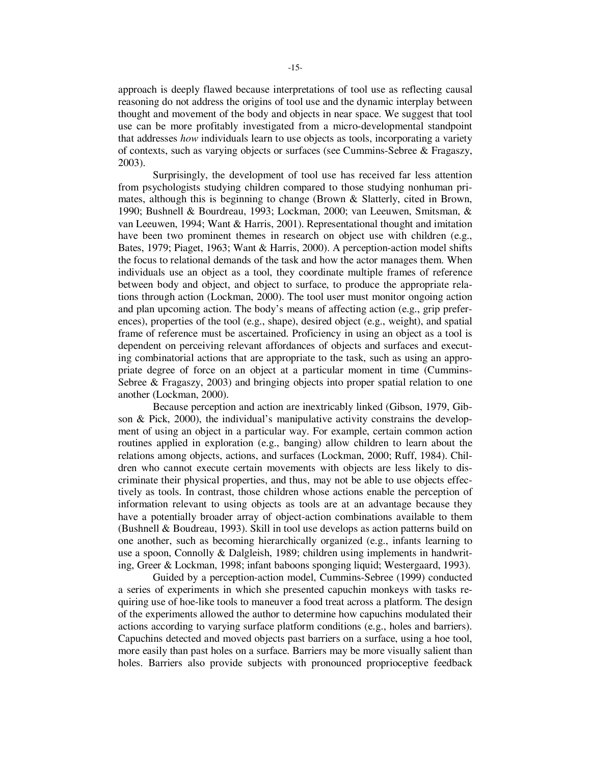approach is deeply flawed because interpretations of tool use as reflecting causal reasoning do not address the origins of tool use and the dynamic interplay between thought and movement of the body and objects in near space. We suggest that tool use can be more profitably investigated from a micro-developmental standpoint that addresses *how* individuals learn to use objects as tools, incorporating a variety of contexts, such as varying objects or surfaces (see Cummins-Sebree & Fragaszy, 2003).

Surprisingly, the development of tool use has received far less attention from psychologists studying children compared to those studying nonhuman primates, although this is beginning to change (Brown & Slatterly, cited in Brown, 1990; Bushnell & Bourdreau, 1993; Lockman, 2000; van Leeuwen, Smitsman, & van Leeuwen, 1994; Want & Harris, 2001). Representational thought and imitation have been two prominent themes in research on object use with children (e.g., Bates, 1979; Piaget, 1963; Want & Harris, 2000). A perception-action model shifts the focus to relational demands of the task and how the actor manages them. When individuals use an object as a tool, they coordinate multiple frames of reference between body and object, and object to surface, to produce the appropriate relations through action (Lockman, 2000). The tool user must monitor ongoing action and plan upcoming action. The body's means of affecting action (e.g., grip preferences), properties of the tool (e.g., shape), desired object (e.g., weight), and spatial frame of reference must be ascertained. Proficiency in using an object as a tool is dependent on perceiving relevant affordances of objects and surfaces and executing combinatorial actions that are appropriate to the task, such as using an appropriate degree of force on an object at a particular moment in time (Cummins-Sebree & Fragaszy, 2003) and bringing objects into proper spatial relation to one another (Lockman, 2000).

Because perception and action are inextricably linked (Gibson, 1979, Gibson & Pick, 2000), the individual's manipulative activity constrains the development of using an object in a particular way. For example, certain common action routines applied in exploration (e.g., banging) allow children to learn about the relations among objects, actions, and surfaces (Lockman, 2000; Ruff, 1984). Children who cannot execute certain movements with objects are less likely to discriminate their physical properties, and thus, may not be able to use objects effectively as tools. In contrast, those children whose actions enable the perception of information relevant to using objects as tools are at an advantage because they have a potentially broader array of object-action combinations available to them (Bushnell & Boudreau, 1993). Skill in tool use develops as action patterns build on one another, such as becoming hierarchically organized (e.g., infants learning to use a spoon, Connolly & Dalgleish, 1989; children using implements in handwriting, Greer & Lockman, 1998; infant baboons sponging liquid; Westergaard, 1993).

Guided by a perception-action model, Cummins-Sebree (1999) conducted a series of experiments in which she presented capuchin monkeys with tasks requiring use of hoe-like tools to maneuver a food treat across a platform. The design of the experiments allowed the author to determine how capuchins modulated their actions according to varying surface platform conditions (e.g., holes and barriers). Capuchins detected and moved objects past barriers on a surface, using a hoe tool, more easily than past holes on a surface. Barriers may be more visually salient than holes. Barriers also provide subjects with pronounced proprioceptive feedback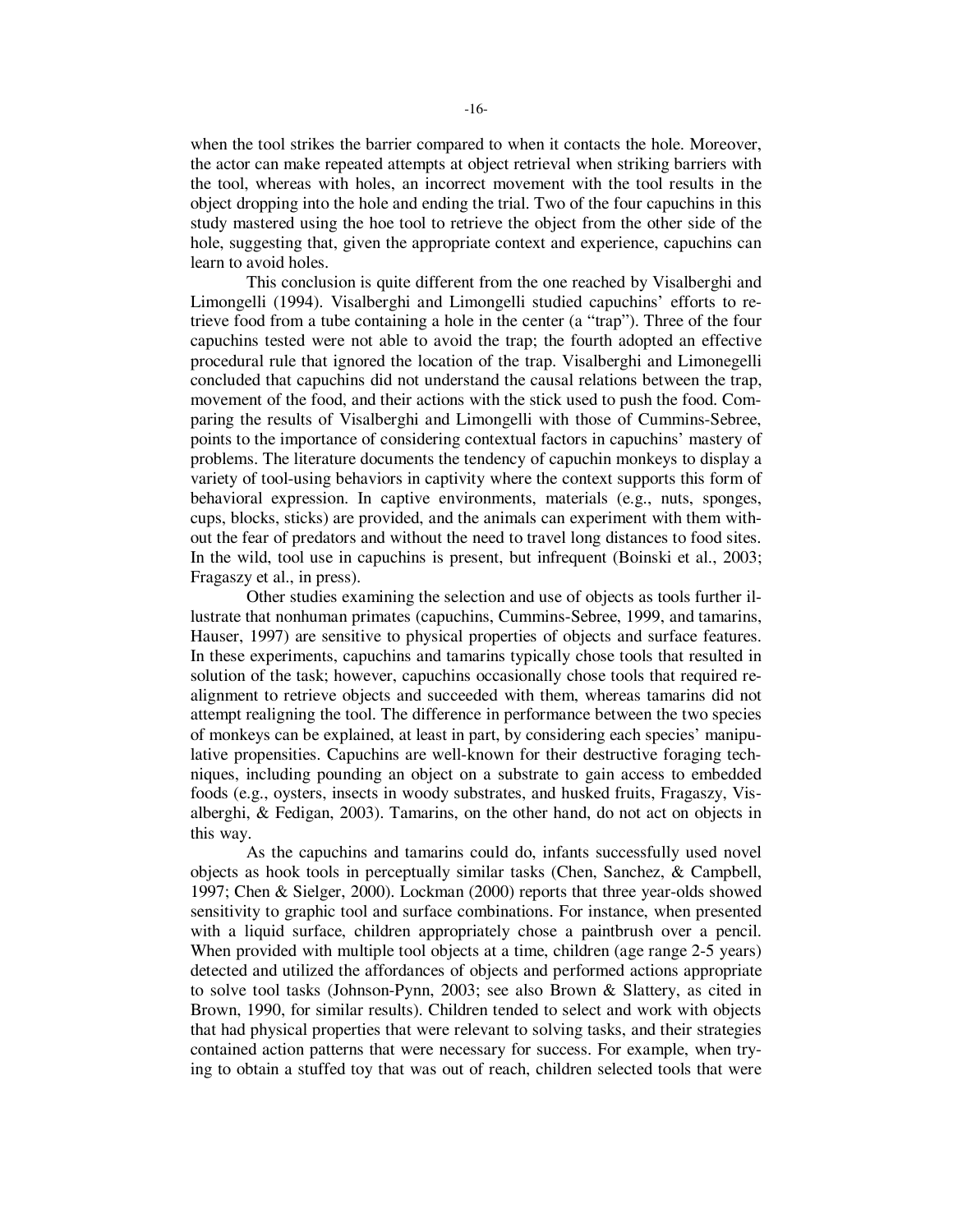when the tool strikes the barrier compared to when it contacts the hole. Moreover, the actor can make repeated attempts at object retrieval when striking barriers with the tool, whereas with holes, an incorrect movement with the tool results in the object dropping into the hole and ending the trial. Two of the four capuchins in this study mastered using the hoe tool to retrieve the object from the other side of the hole, suggesting that, given the appropriate context and experience, capuchins can learn to avoid holes.

This conclusion is quite different from the one reached by Visalberghi and Limongelli (1994). Visalberghi and Limongelli studied capuchins' efforts to retrieve food from a tube containing a hole in the center (a "trap"). Three of the four capuchins tested were not able to avoid the trap; the fourth adopted an effective procedural rule that ignored the location of the trap. Visalberghi and Limonegelli concluded that capuchins did not understand the causal relations between the trap, movement of the food, and their actions with the stick used to push the food. Comparing the results of Visalberghi and Limongelli with those of Cummins-Sebree, points to the importance of considering contextual factors in capuchins' mastery of problems. The literature documents the tendency of capuchin monkeys to display a variety of tool-using behaviors in captivity where the context supports this form of behavioral expression. In captive environments, materials (e.g., nuts, sponges, cups, blocks, sticks) are provided, and the animals can experiment with them without the fear of predators and without the need to travel long distances to food sites. In the wild, tool use in capuchins is present, but infrequent (Boinski et al., 2003; Fragaszy et al., in press).

Other studies examining the selection and use of objects as tools further illustrate that nonhuman primates (capuchins, Cummins-Sebree, 1999, and tamarins, Hauser, 1997) are sensitive to physical properties of objects and surface features. In these experiments, capuchins and tamarins typically chose tools that resulted in solution of the task; however, capuchins occasionally chose tools that required realignment to retrieve objects and succeeded with them, whereas tamarins did not attempt realigning the tool. The difference in performance between the two species of monkeys can be explained, at least in part, by considering each species' manipulative propensities. Capuchins are well-known for their destructive foraging techniques, including pounding an object on a substrate to gain access to embedded foods (e.g., oysters, insects in woody substrates, and husked fruits, Fragaszy, Visalberghi, & Fedigan, 2003). Tamarins, on the other hand, do not act on objects in this way.

As the capuchins and tamarins could do, infants successfully used novel objects as hook tools in perceptually similar tasks (Chen, Sanchez, & Campbell, 1997; Chen & Sielger, 2000). Lockman (2000) reports that three year-olds showed sensitivity to graphic tool and surface combinations. For instance, when presented with a liquid surface, children appropriately chose a paintbrush over a pencil. When provided with multiple tool objects at a time, children (age range 2-5 years) detected and utilized the affordances of objects and performed actions appropriate to solve tool tasks (Johnson-Pynn, 2003; see also Brown & Slattery, as cited in Brown, 1990, for similar results). Children tended to select and work with objects that had physical properties that were relevant to solving tasks, and their strategies contained action patterns that were necessary for success. For example, when trying to obtain a stuffed toy that was out of reach, children selected tools that were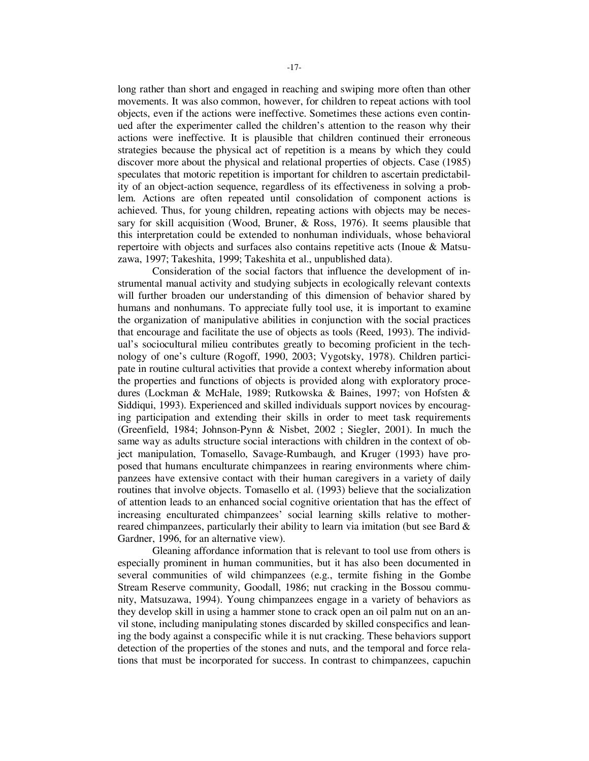long rather than short and engaged in reaching and swiping more often than other movements. It was also common, however, for children to repeat actions with tool objects, even if the actions were ineffective. Sometimes these actions even continued after the experimenter called the children's attention to the reason why their actions were ineffective. It is plausible that children continued their erroneous strategies because the physical act of repetition is a means by which they could discover more about the physical and relational properties of objects. Case (1985) speculates that motoric repetition is important for children to ascertain predictability of an object-action sequence, regardless of its effectiveness in solving a problem. Actions are often repeated until consolidation of component actions is achieved. Thus, for young children, repeating actions with objects may be necessary for skill acquisition (Wood, Bruner, & Ross, 1976). It seems plausible that this interpretation could be extended to nonhuman individuals, whose behavioral repertoire with objects and surfaces also contains repetitive acts (Inoue & Matsuzawa, 1997; Takeshita, 1999; Takeshita et al., unpublished data).

Consideration of the social factors that influence the development of instrumental manual activity and studying subjects in ecologically relevant contexts will further broaden our understanding of this dimension of behavior shared by humans and nonhumans. To appreciate fully tool use, it is important to examine the organization of manipulative abilities in conjunction with the social practices that encourage and facilitate the use of objects as tools (Reed, 1993). The individual's sociocultural milieu contributes greatly to becoming proficient in the technology of one's culture (Rogoff, 1990, 2003; Vygotsky, 1978). Children participate in routine cultural activities that provide a context whereby information about the properties and functions of objects is provided along with exploratory procedures (Lockman & McHale, 1989; Rutkowska & Baines, 1997; von Hofsten & Siddiqui, 1993). Experienced and skilled individuals support novices by encouraging participation and extending their skills in order to meet task requirements (Greenfield, 1984; Johnson-Pynn & Nisbet, 2002 ; Siegler, 2001). In much the same way as adults structure social interactions with children in the context of object manipulation, Tomasello, Savage-Rumbaugh, and Kruger (1993) have proposed that humans enculturate chimpanzees in rearing environments where chimpanzees have extensive contact with their human caregivers in a variety of daily routines that involve objects. Tomasello et al. (1993) believe that the socialization of attention leads to an enhanced social cognitive orientation that has the effect of increasing enculturated chimpanzees' social learning skills relative to mother-reared chimpanzees, particularly their ability to learn via imitation (but see Bard & Gardner, 1996, for an alternative view).

Gleaning affordance information that is relevant to tool use from others is especially prominent in human communities, but it has also been documented in several communities of wild chimpanzees (e.g., termite fishing in the Gombe Stream Reserve community, Goodall, 1986; nut cracking in the Bossou community, Matsuzawa, 1994). Young chimpanzees engage in a variety of behaviors as they develop skill in using a hammer stone to crack open an oil palm nut on an anvil stone, including manipulating stones discarded by skilled conspecifics and leaning the body against a conspecific while it is nut cracking. These behaviors support detection of the properties of the stones and nuts, and the temporal and force relations that must be incorporated for success. In contrast to chimpanzees, capuchin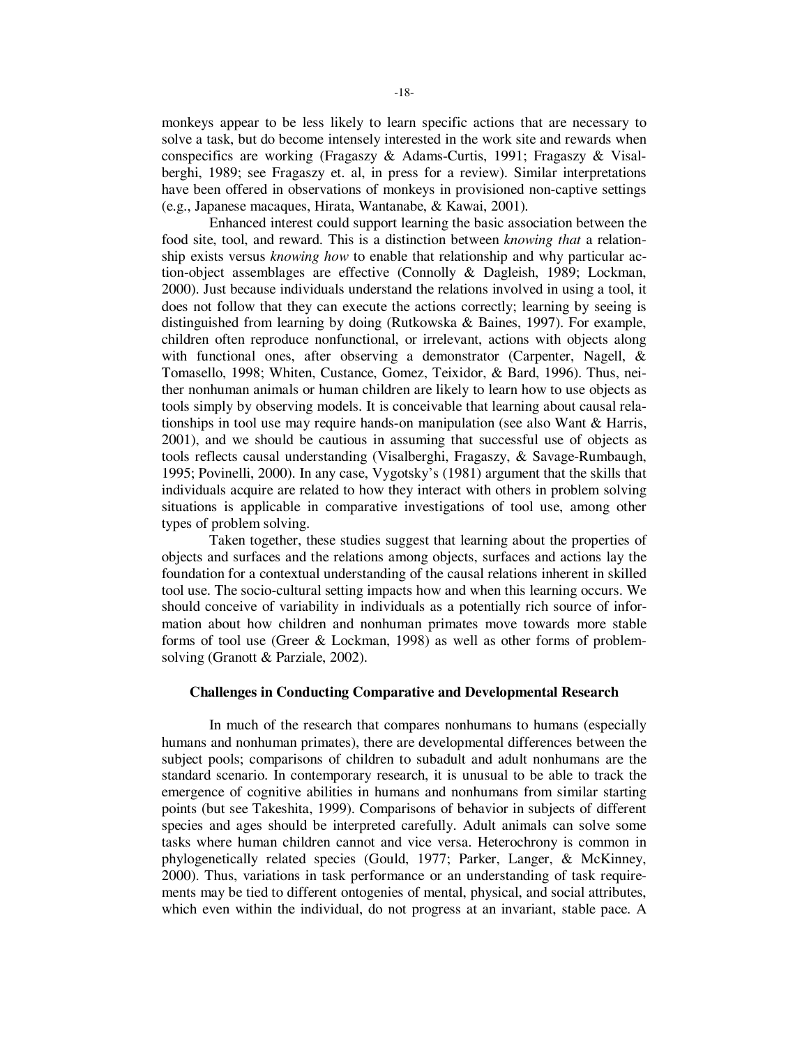monkeys appear to be less likely to learn specific actions that are necessary to solve a task, but do become intensely interested in the work site and rewards when conspecifics are working (Fragaszy & Adams-Curtis, 1991; Fragaszy & Visalberghi, 1989; see Fragaszy et. al, in press for a review). Similar interpretations have been offered in observations of monkeys in provisioned non-captive settings (e.g., Japanese macaques, Hirata, Wantanabe, & Kawai, 2001).

Enhanced interest could support learning the basic association between the food site, tool, and reward. This is a distinction between *knowing that* a relationship exists versus *knowing how* to enable that relationship and why particular action-object assemblages are effective (Connolly & Dagleish, 1989; Lockman, 2000). Just because individuals understand the relations involved in using a tool, it does not follow that they can execute the actions correctly; learning by seeing is distinguished from learning by doing (Rutkowska & Baines, 1997). For example, children often reproduce nonfunctional, or irrelevant, actions with objects along with functional ones, after observing a demonstrator (Carpenter, Nagell, & Tomasello, 1998; Whiten, Custance, Gomez, Teixidor, & Bard, 1996). Thus, neither nonhuman animals or human children are likely to learn how to use objects as tools simply by observing models. It is conceivable that learning about causal relationships in tool use may require hands-on manipulation (see also Want & Harris, 2001), and we should be cautious in assuming that successful use of objects as tools reflects causal understanding (Visalberghi, Fragaszy, & Savage-Rumbaugh, 1995; Povinelli, 2000). In any case, Vygotsky's (1981) argument that the skills that individuals acquire are related to how they interact with others in problem solving situations is applicable in comparative investigations of tool use, among other types of problem solving.

Taken together, these studies suggest that learning about the properties of objects and surfaces and the relations among objects, surfaces and actions lay the foundation for a contextual understanding of the causal relations inherent in skilled tool use. The socio-cultural setting impacts how and when this learning occurs. We should conceive of variability in individuals as a potentially rich source of information about how children and nonhuman primates move towards more stable forms of tool use (Greer & Lockman, 1998) as well as other forms of problem-solving (Granott & Parziale, 2002).

## Challenges in Conducting Comparative and Developmental Research

In much of the research that compares nonhumans to humans (especially humans and nonhuman primates), there are developmental differences between the subject pools; comparisons of children to subadult and adult nonhumans are the standard scenario. In contemporary research, it is unusual to be able to track the emergence of cognitive abilities in humans and nonhumans from similar starting points (but see Takeshita, 1999). Comparisons of behavior in subjects of different species and ages should be interpreted carefully. Adult animals can solve some tasks where human children cannot and vice versa. Heterochrony is common in phylogenetically related species (Gould, 1977; Parker, Langer, & McKinney, 2000). Thus, variations in task performance or an understanding of task requirements may be tied to different ontogenies of mental, physical, and social attributes, which even within the individual, do not progress at an invariant, stable pace. A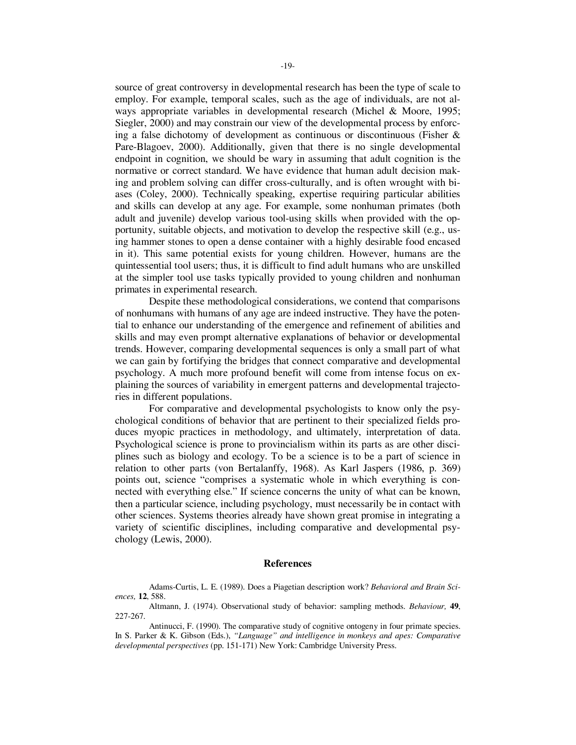source of great controversy in developmental research has been the type of scale to employ. For example, temporal scales, such as the age of individuals, are not always appropriate variables in developmental research (Michel & Moore, 1995; Siegler, 2000) and may constrain our view of the developmental process by enforcing a false dichotomy of development as continuous or discontinuous (Fisher & Pare-Blagoev, 2000). Additionally, given that there is no single developmental endpoint in cognition, we should be wary in assuming that adult cognition is the normative or correct standard. We have evidence that human adult decision making and problem solving can differ cross-culturally, and is often wrought with biases (Coley, 2000). Technically speaking, expertise requiring particular abilities and skills can develop at any age. For example, some nonhuman primates (both adult and juvenile) develop various tool-using skills when provided with the opportunity, suitable objects, and motivation to develop the respective skill (e.g., using hammer stones to open a dense container with a highly desirable food encased in it). This same potential exists for young children. However, humans are the quintessential tool users; thus, it is difficult to find adult humans who are unskilled at the simpler tool use tasks typically provided to young children and nonhuman primates in experimental research.

Despite these methodological considerations, we contend that comparisons of nonhumans with humans of any age are indeed instructive. They have the potential to enhance our understanding of the emergence and refinement of abilities and skills and may even prompt alternative explanations of behavior or developmental trends. However, comparing developmental sequences is only a small part of what we can gain by fortifying the bridges that connect comparative and developmental psychology. A much more profound benefit will come from intense focus on explaining the sources of variability in emergent patterns and developmental trajectories in different populations.

For comparative and developmental psychologists to know only the psychological conditions of behavior that are pertinent to their specialized fields produces myopic practices in methodology, and ultimately, interpretation of data. Psychological science is prone to provincialism within its parts as are other disciplines such as biology and ecology. To be a science is to be a part of science in relation to other parts (von Bertalanffy, 1968). As Karl Jaspers (1986, p. 369) points out, science "comprises a systematic whole in which everything is connected with everything else." If science concerns the unity of what can be known, then a particular science, including psychology, must necessarily be in contact with other sciences. Systems theories already have shown great promise in integrating a variety of scientific disciplines, including comparative and developmental psychology (Lewis, 2000).

## References

Adams-Curtis, L. E. (1989). Does a Piagetian description work? *Behavioral and Brain Sciences,* **12**, 588.

Altmann, J. (1974). Observational study of behavior: sampling methods. *Behaviour,* **49**, 227-267.

Antinucci, F. (1990). The comparative study of cognitive ontogeny in four primate species. In S. Parker & K. Gibson (Eds.), *"Language" and intelligence in monkeys and apes: Comparative developmental perspectives* (pp. 151-171) New York: Cambridge University Press.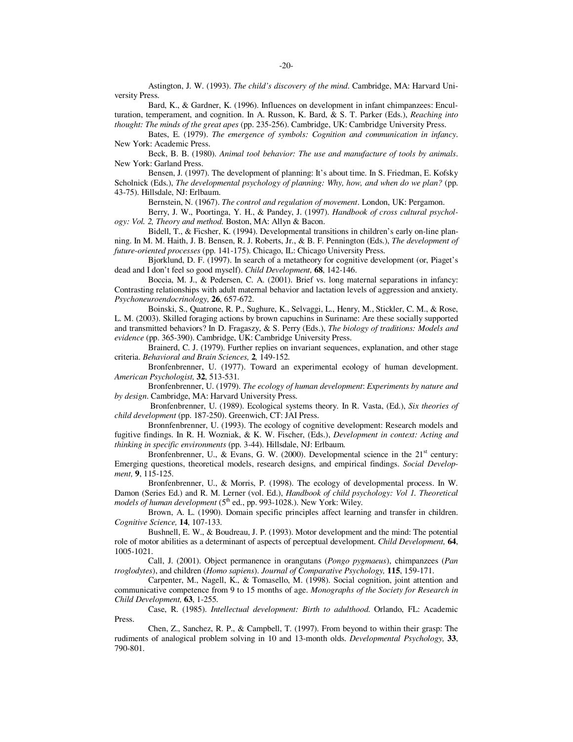Astington, J. W. (1993). *The child's discovery of the mind*. Cambridge, MA: Harvard University Press.

Bard, K., & Gardner, K. (1996). Influences on development in infant chimpanzees: Enculturation, temperament, and cognition. In A. Russon, K. Bard, & S. T. Parker (Eds.), *Reaching into thought: The minds of the great apes* (pp. 235-256). Cambridge, UK: Cambridge University Press.

Bates, E. (1979). *The emergence of symbols: Cognition and communication in infancy*. New York: Academic Press.

Beck, B. B. (1980). *Animal tool behavior: The use and manufacture of tools by animals*. New York: Garland Press.

Bensen, J. (1997). The development of planning: It's about time. In S. Friedman, E. Kofsky Scholnick (Eds.), *The developmental psychology of planning: Why, how, and when do we plan?* (pp. 43-75). Hillsdale, NJ: Erlbaum.

Bernstein, N. (1967). *The control and regulation of movement*. London, UK: Pergamon.

Berry, J. W., Poortinga, Y. H., & Pandey, J. (1997). *Handbook of cross cultural psychology: Vol. 2, Theory and method.* Boston, MA: Allyn & Bacon.

Bidell, T., & Ficsher, K. (1994). Developmental transitions in children's early on-line planning. In M. M. Haith, J. B. Bensen, R. J. Roberts, Jr., & B. F. Pennington (Eds.), *The development of future-oriented processes* (pp. 141-175). Chicago, IL: Chicago University Press.

Bjorklund, D. F. (1997). In search of a metatheory for cognitive development (or, Piaget's dead and I don't feel so good myself). *Child Development,* **68**, 142-146.

Boccia, M. J., & Pedersen, C. A. (2001). Brief vs. long maternal separations in infancy: Contrasting relationships with adult maternal behavior and lactation levels of aggression and anxiety. *Psychoneuroendocrinology,* **26**, 657-672.

Boinski, S., Quatrone, R. P., Sughure, K., Selvaggi, L., Henry, M., Stickler, C. M., & Rose, L. M. (2003). Skilled foraging actions by brown capuchins in Suriname: Are these socially supported and transmitted behaviors? In D. Fragaszy, & S. Perry (Eds.), *The biology of traditions: Models and evidence* (pp. 365-390). Cambridge, UK: Cambridge University Press.

Brainerd, C. J. (1979). Further replies on invariant sequences, explanation, and other stage criteria. *Behavioral and Brain Sciences,* **2***,* 149-152.

Bronfenbrenner, U. (1977). Toward an experimental ecology of human development. *American Psychologist,* **32**, 513-531.

Bronfenbrenner, U. (1979). *The ecology of human development*: *Experiments by nature and by design*. Cambridge, MA: Harvard University Press.

Bronfenbrenner, U. (1989). Ecological systems theory. In R. Vasta, (Ed.), *Six theories of child development* (pp. 187-250). Greenwich, CT: JAI Press.

Bronnfenbrenner, U. (1993). The ecology of cognitive development: Research models and fugitive findings. In R. H. Wozniak, & K. W. Fischer, (Eds.), *Development in context: Acting and thinking in specific environments* (pp. 3-44). Hillsdale, NJ: Erlbaum.

Bronfenbrenner, U., & Evans, G. W. (2000). Developmental science in the 21st century: Emerging questions, theoretical models, research designs, and empirical findings. *Social Development,* **9**, 115-125.

Bronfenbrenner, U., & Morris, P. (1998). The ecology of developmental process. In W. Damon (Series Ed.) and R. M. Lerner (vol. Ed.), *Handbook of child psychology: Vol 1. Theoretical models of human development* (5th ed., pp. 993-1028.). New York: Wiley.

Brown, A. L. (1990). Domain specific principles affect learning and transfer in children. *Cognitive Science,* **14**, 107-133.

Bushnell, E. W., & Boudreau, J. P. (1993). Motor development and the mind: The potential role of motor abilities as a determinant of aspects of perceptual development. *Child Development,* **64**, 1005-1021.

Call, J. (2001). Object permanence in orangutans (*Pongo pygmaeus*), chimpanzees (*Pan troglodytes*), and children (*Homo sapiens*). *Journal of Comparative Psychology,* **115**, 159-171.

Carpenter, M., Nagell, K., & Tomasello, M. (1998). Social cognition, joint attention and communicative competence from 9 to 15 months of age. *Monographs of the Society for Research in Child Development,* **63**, 1-255.

Case, R. (1985). *Intellectual development: Birth to adulthood.* Orlando, FL: Academic Press.

Chen, Z., Sanchez, R. P., & Campbell, T. (1997). From beyond to within their grasp: The rudiments of analogical problem solving in 10 and 13-month olds. *Developmental Psychology,* **33**, 790-801.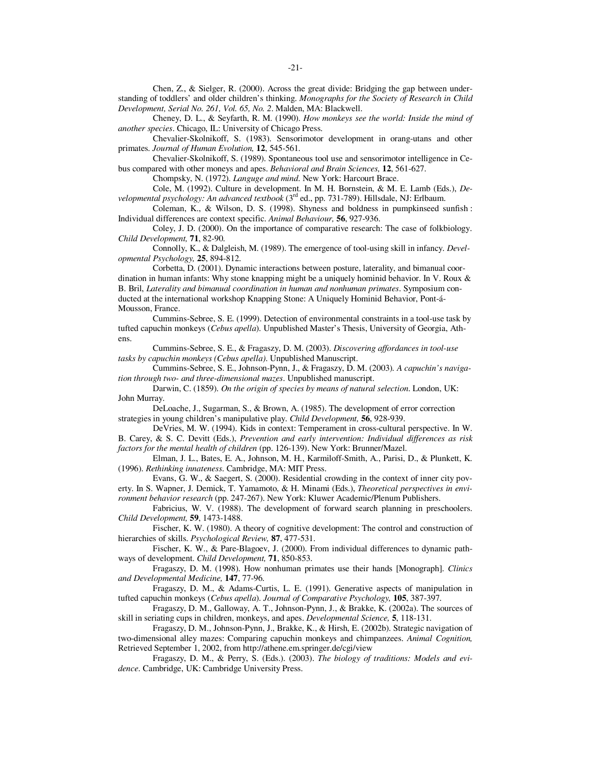Chen, Z., & Sielger, R. (2000). Across the great divide: Bridging the gap between understanding of toddlers' and older children's thinking. *Monographs for the Society of Research in Child Development, Serial No. 261, Vol. 65, No. 2*. Malden, MA: Blackwell.

Cheney, D. L., & Seyfarth, R. M. (1990). *How monkeys see the world: Inside the mind of another species*. Chicago, IL: University of Chicago Press.

Chevalier-Skolnikoff, S. (1983). Sensorimotor development in orang-utans and other primates. *Journal of Human Evolution,* **12**, 545-561.

Chevalier-Skolnikoff, S. (1989). Spontaneous tool use and sensorimotor intelligence in Cebus compared with other moneys and apes. *Behavioral and Brain Sciences,* **12**, 561-627.

Chompsky, N. (1972). *Languge and mind*. New York: Harcourt Brace.

Cole, M. (1992). Culture in development. In M. H. Bornstein, & M. E. Lamb (Eds.), *Developmental psychology: An advanced textbook* (3rd ed., pp. 731-789). Hillsdale, NJ: Erlbaum.

Coleman, K., & Wilson, D. S. (1998). Shyness and boldness in pumpkinseed sunfish : Individual differences are context specific. *Animal Behaviour,* **56**, 927-936.

Coley, J. D. (2000). On the importance of comparative research: The case of folkbiology. *Child Development,* **71**, 82-90.

Connolly, K., & Dalgleish, M. (1989). The emergence of tool-using skill in infancy. *Developmental Psychology,* **25**, 894-812.

Corbetta, D. (2001). Dynamic interactions between posture, laterality, and bimanual coordination in human infants: Why stone knapping might be a uniquely hominid behavior. In V. Roux & B. Bril, *Laterality and bimanual coordination in human and nonhuman primates*. Symposium conducted at the international workshop Knapping Stone: A Uniquely Hominid Behavior, Pont-á-Mousson, France.

Cummins-Sebree, S. E. (1999). Detection of environmental constraints in a tool-use task by tufted capuchin monkeys (*Cebus apella*). Unpublished Master's Thesis, University of Georgia, Athens.

Cummins-Sebree, S. E., & Fragaszy, D. M. (2003). *Discovering affordances in tool-use tasks by capuchin monkeys (Cebus apella)*. Unpublished Manuscript.

Cummins-Sebree, S. E., Johnson-Pynn, J., & Fragaszy, D. M. (2003). *A capuchin's navigation through two- and three-dimensional mazes*. Unpublished manuscript.

Darwin, C. (1859). *On the origin of species by means of natural selection*. London, UK: John Murray.

DeLoache, J., Sugarman, S., & Brown, A. (1985). The development of error correction strategies in young children's manipulative play. *Child Development,* **56**, 928-939.

DeVries, M. W. (1994). Kids in context: Temperament in cross-cultural perspective. In W. B. Carey, & S. C. Devitt (Eds.), *Prevention and early intervention: Individual differences as risk factors for the mental health of children* (pp. 126-139). New York: Brunner/Mazel.

Elman, J. L., Bates, E. A., Johnson, M. H., Karmiloff-Smith, A., Parisi, D., & Plunkett, K. (1996). *Rethinking innateness*. Cambridge, MA: MIT Press.

Evans, G. W., & Saegert, S. (2000). Residential crowding in the context of inner city poverty. In S. Wapner, J. Demick, T. Yamamoto, & H. Minami (Eds.), *Theoretical perspectives in environment behavior research* (pp. 247-267). New York: Kluwer Academic/Plenum Publishers.

Fabricius, W. V. (1988). The development of forward search planning in preschoolers. *Child Development,* **59**, 1473-1488.

Fischer, K. W. (1980). A theory of cognitive development: The control and construction of hierarchies of skills. *Psychological Review,* **87**, 477-531.

Fischer, K. W., & Pare-Blagoev, J. (2000). From individual differences to dynamic pathways of development. *Child Development,* **71**, 850-853.

Fragaszy, D. M. (1998). How nonhuman primates use their hands [Monograph]. *Clinics and Developmental Medicine,* **147**, 77-96.

Fragaszy, D. M., & Adams-Curtis, L. E. (1991). Generative aspects of manipulation in tufted capuchin monkeys (*Cebus apella*). *Journal of Comparative Psychology,* **105**, 387-397.

Fragaszy, D. M., Galloway, A. T., Johnson-Pynn, J., & Brakke, K. (2002a). The sources of skill in seriating cups in children, monkeys, and apes. *Developmental Science,* **5**, 118-131.

Fragaszy, D. M., Johnson-Pynn, J., Brakke, K., & Hirsh, E. (2002b). Strategic navigation of two-dimensional alley mazes: Comparing capuchin monkeys and chimpanzees. *Animal Cognition,* Retrieved September 1, 2002, from http://athene.em.springer.de/cgi/view

Fragaszy, D. M., & Perry, S. (Eds.). (2003). *The biology of traditions: Models and evidence*. Cambridge, UK: Cambridge University Press.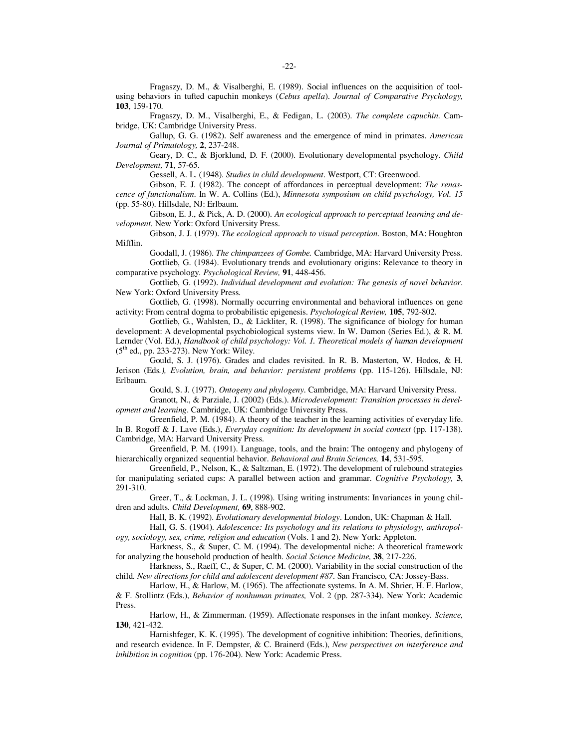Fragaszy, D. M., & Visalberghi, E. (1989). Social influences on the acquisition of tool-using behaviors in tufted capuchin monkeys (*Cebus apella*). *Journal of Comparative Psychology,* **103**, 159-170.

Fragaszy, D. M., Visalberghi, E., & Fedigan, L. (2003). *The complete capuchin.* Cambridge, UK: Cambridge University Press.

Gallup, G. G. (1982). Self awareness and the emergence of mind in primates. *American Journal of Primatology,* **2**, 237-248.

Geary, D. C., & Bjorklund, D. F. (2000). Evolutionary developmental psychology. *Child Development,* **71**, 57-65.

Gessell, A. L. (1948). *Studies in child development*. Westport, CT: Greenwood.

Gibson, E. J. (1982). The concept of affordances in perceptual development: *The renascence of functionalism*. In W. A. Collins (Ed.), *Minnesota symposium on child psychology, Vol. 15* (pp. 55-80). Hillsdale, NJ: Erlbaum.

Gibson, E. J., & Pick, A. D. (2000). *An ecological approach to perceptual learning and development*. New York: Oxford University Press.

Gibson, J. J. (1979). *The ecological approach to visual perception.* Boston, MA: Houghton Mifflin.

Goodall, J. (1986). *The chimpanzees of Gombe.* Cambridge, MA: Harvard University Press.

Gottlieb, G. (1984). Evolutionary trends and evolutionary origins: Relevance to theory in comparative psychology. *Psychological Review,* **91**, 448-456.

Gottlieb, G. (1992). *Individual development and evolution: The genesis of novel behavior*. New York: Oxford University Press.

Gottlieb, G. (1998). Normally occurring environmental and behavioral influences on gene activity: From central dogma to probabilistic epigenesis. *Psychological Review,* **105**, 792-802.

Gottlieb, G., Wahlsten, D., & Lickliter, R. (1998). The significance of biology for human development: A developmental psychobiological systems view. In W. Damon (Series Ed.), & R. M. Lernder (Vol. Ed.), *Handbook of child psychology: Vol. 1. Theoretical models of human development* (5th ed., pp. 233-273). New York: Wiley.

Gould, S. J. (1976). Grades and clades revisited. In R. B. Masterton, W. Hodos, & H. Jerison (Eds*.), Evolution, brain, and behavior: persistent problems* (pp. 115-126). Hillsdale, NJ: Erlbaum.

Gould, S. J. (1977). *Ontogeny and phylogeny*. Cambridge, MA: Harvard University Press.

Granott, N., & Parziale, J. (2002) (Eds.). *Microdevelopment: Transition processes in development and learning*. Cambridge, UK: Cambridge University Press.

Greenfield, P. M. (1984). A theory of the teacher in the learning activities of everyday life. In B. Rogoff & J. Lave (Eds.), *Everyday cognition: Its development in social context* (pp. 117-138). Cambridge, MA: Harvard University Press.

Greenfield, P. M. (1991). Language, tools, and the brain: The ontogeny and phylogeny of hierarchically organized sequential behavior. *Behavioral and Brain Sciences,* **14**, 531-595.

Greenfield, P., Nelson, K., & Saltzman, E. (1972). The development of rulebound strategies for manipulating seriated cups: A parallel between action and grammar. *Cognitive Psychology,* **3**, 291-310.

Greer, T., & Lockman, J. L. (1998). Using writing instruments: Invariances in young children and adults. *Child Development,* **69**, 888-902.

Hall, B. K. (1992). *Evolutionary developmental biology*. London, UK: Chapman & Hall.

Hall, G. S. (1904). *Adolescence: Its psychology and its relations to physiology, anthropology, sociology, sex, crime, religion and education* (Vols. 1 and 2). New York: Appleton.

Harkness, S., & Super, C. M. (1994). The developmental niche: A theoretical framework for analyzing the household production of health. *Social Science Medicine,* **38**, 217-226.

Harkness, S., Raeff, C., & Super, C. M. (2000). Variability in the social construction of the child. *New directions for child and adolescent development #87*. San Francisco, CA: Jossey-Bass.

Harlow, H., & Harlow, M. (1965). The affectionate systems. In A. M. Shrier, H. F. Harlow, & F. Stollintz (Eds.), *Behavior of nonhuman primates,* Vol. 2 (pp. 287-334). New York: Academic Press.

Harlow, H., & Zimmerman. (1959). Affectionate responses in the infant monkey. *Science,* **130**, 421-432.

Harnishfeger, K. K. (1995). The development of cognitive inhibition: Theories, definitions, and research evidence. In F. Dempster, & C. Brainerd (Eds.), *New perspectives on interference and inhibition in cognition* (pp. 176-204). New York: Academic Press.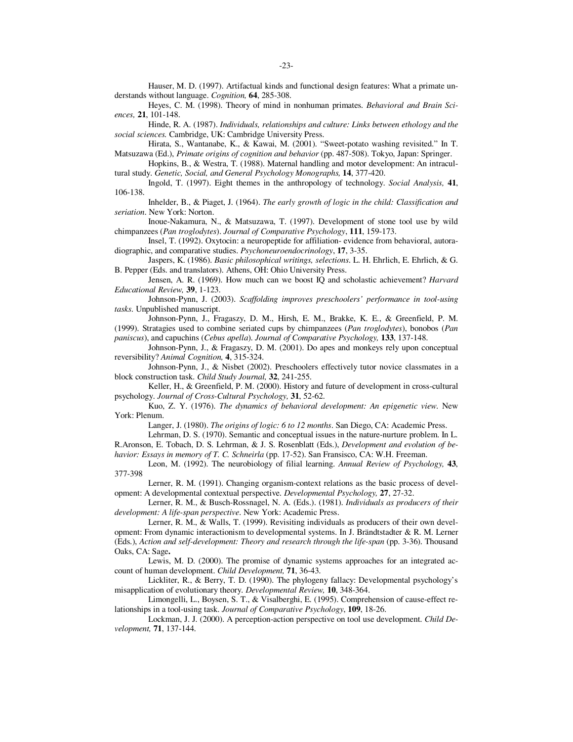Hauser, M. D. (1997). Artifactual kinds and functional design features: What a primate understands without language. *Cognition,* **64**, 285-308.

Heyes, C. M. (1998). Theory of mind in nonhuman primates. *Behavioral and Brain Sciences,* **21**, 101-148.

Hinde, R. A. (1987). *Individuals, relationships and culture: Links between ethology and the social sciences.* Cambridge, UK: Cambridge University Press.

Hirata, S., Wantanabe, K., & Kawai, M. (2001). "Sweet-potato washing revisited." In T. Matsuzawa (Ed.), *Primate origins of cognition and behavior* (pp. 487-508). Tokyo, Japan: Springer.

Hopkins, B., & Westra, T. (1988). Maternal handling and motor development: An intracultural study. *Genetic, Social, and General Psychology Monographs,* **14**, 377-420.

Ingold, T. (1997). Eight themes in the anthropology of technology. *Social Analysis,* **41**, 106-138.

Inhelder, B., & Piaget, J. (1964). *The early growth of logic in the child: Classification and seriation*. New York: Norton.

Inoue-Nakamura, N., & Matsuzawa, T. (1997). Development of stone tool use by wild chimpanzees (*Pan troglodytes*). *Journal of Comparative Psychology*, **111**, 159-173.

Insel, T. (1992). Oxytocin: a neuropeptide for affiliation- evidence from behavioral, autoradiographic, and comparative studies. *Psychoneuroendocrinology*, **17**, 3-35.

Jaspers, K. (1986). *Basic philosophical writings, selections*. L. H. Ehrlich, E. Ehrlich, & G. B. Pepper (Eds. and translators). Athens, OH: Ohio University Press.

Jensen, A. R. (1969). How much can we boost IQ and scholastic achievement? *Harvard Educational Review,* **39**, 1-123.

Johnson-Pynn, J. (2003). *Scaffolding improves preschoolers' performance in tool-using tasks*. Unpublished manuscript.

Johnson-Pynn, J., Fragaszy, D. M., Hirsh, E. M., Brakke, K. E., & Greenfield, P. M. (1999). Stratagies used to combine seriated cups by chimpanzees (*Pan troglodytes*), bonobos (*Pan paniscus*), and capuchins (*Cebus apella*). *Journal of Comparative Psychology,* **133**, 137-148.

Johnson-Pynn, J., & Fragaszy, D. M. (2001). Do apes and monkeys rely upon conceptual reversibility? *Animal Cognition,* **4**, 315-324.

Johnson-Pynn, J., & Nisbet (2002). Preschoolers effectively tutor novice classmates in a block construction task. *Child Study Journal,* **32**, 241-255.

Keller, H., & Greenfield, P. M. (2000). History and future of development in cross-cultural psychology. *Journal of Cross-Cultural Psychology,* **31**, 52-62.

Kuo, Z. Y. (1976). *The dynamics of behavioral development: An epigenetic view*. New York: Plenum.

Langer, J. (1980). *The origins of logic: 6 to 12 months*. San Diego, CA: Academic Press.

Lehrman, D. S. (1970). Semantic and conceptual issues in the nature-nurture problem. In L. R.Aronson, E. Tobach, D. S. Lehrman, & J. S. Rosenblatt (Eds.), *Development and evolution of behavior: Essays in memory of T. C. Schneirla* (pp. 17-52). San Fransisco, CA: W.H. Freeman.

Leon, M. (1992). The neurobiology of filial learning. *Annual Review of Psychology,* **43**, 377-398

Lerner, R. M. (1991). Changing organism-context relations as the basic process of development: A developmental contextual perspective. *Developmental Psychology,* **27**, 27-32.

Lerner, R. M., & Busch-Rossnagel, N. A. (Eds.). (1981). *Individuals as producers of their development: A life-span perspective*. New York: Academic Press.

Lerner, R. M., & Walls, T. (1999). Revisiting individuals as producers of their own development: From dynamic interactionism to developmental systems. In J. Brändtstadter & R. M. Lerner (Eds.), *Action and self-development: Theory and research through the life-span* (pp. 3-36). Thousand Oaks, CA: Sage**.**

Lewis, M. D. (2000). The promise of dynamic systems approaches for an integrated account of human development. *Child Development,* **71**, 36-43.

Lickliter, R., & Berry, T. D. (1990). The phylogeny fallacy: Developmental psychology's misapplication of evolutionary theory. *Developmental Review,* **10**, 348-364.

Limongelli, L., Boysen, S. T., & Visalberghi, E. (1995). Comprehension of cause-effect relationships in a tool-using task. *Journal of Comparative Psychology*, **109**, 18-26.

Lockman, J. J. (2000). A perception-action perspective on tool use development. *Child Development,* **71**, 137-144.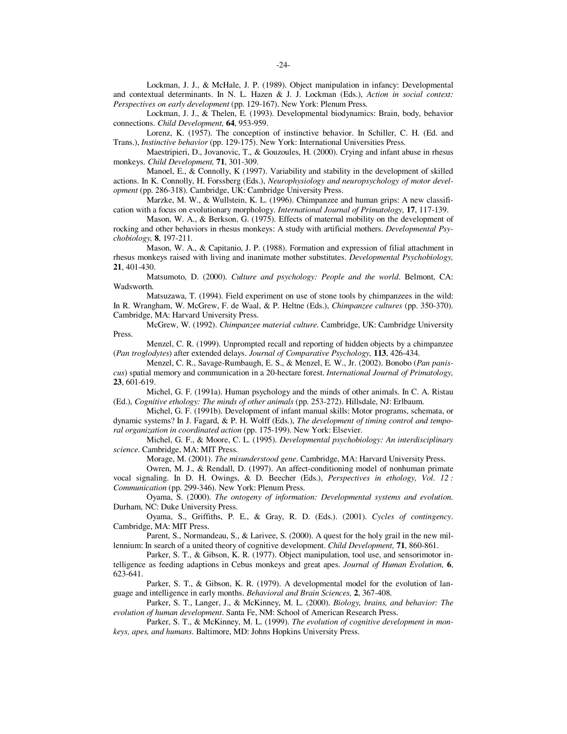Lockman, J. J., & McHale, J. P. (1989). Object manipulation in infancy: Developmental and contextual determinants. In N. L. Hazen & J. J. Lockman (Eds.), *Action in social context: Perspectives on early development* (pp. 129-167). New York: Plenum Press.

Lockman, J. J., & Thelen, E. (1993). Developmental biodynamics: Brain, body, behavior connections. *Child Development,* **64**, 953-959.

Lorenz, K. (1957). The conception of instinctive behavior. In Schiller, C. H. (Ed. and Trans.), *Instinctive behavior* (pp. 129-175). New York: International Universities Press.

Maestripieri, D., Jovanovic, T., & Gouzoules, H. (2000). Crying and infant abuse in rhesus monkeys. *Child Development,* **71**, 301-309.

Manoel, E., & Connolly, K (1997). Variability and stability in the development of skilled actions. In K. Connolly, H. Forssberg (Eds.), *Neurophysiology and neuropsychology of motor development* (pp. 286-318). Cambridge, UK: Cambridge University Press.

Marzke, M. W., & Wullstein, K. L. (1996). Chimpanzee and human grips: A new classification with a focus on evolutionary morphology. *International Journal of Primatology,* **17**, 117-139.

Mason, W. A., & Berkson, G. (1975). Effects of maternal mobility on the development of rocking and other behaviors in rhesus monkeys: A study with artificial mothers. *Developmental Psychobiology,* **8**, 197-211.

Mason, W. A., & Capitanio, J. P. (1988). Formation and expression of filial attachment in rhesus monkeys raised with living and inanimate mother substitutes. *Developmental Psychobiology,* **21**, 401-430.

Matsumoto, D. (2000). *Culture and psychology: People and the world*. Belmont, CA: Wadsworth.

Matsuzawa, T. (1994). Field experiment on use of stone tools by chimpanzees in the wild: In R. Wrangham, W. McGrew, F. de Waal, & P. Heltne (Eds.), *Chimpanzee cultures* (pp. 350-370). Cambridge, MA: Harvard University Press.

McGrew, W. (1992). *Chimpanzee material culture*. Cambridge, UK: Cambridge University Press.

Menzel, C. R. (1999). Unprompted recall and reporting of hidden objects by a chimpanzee (*Pan troglodytes*) after extended delays. *Journal of Comparative Psychology,* **113**, 426-434.

Menzel, C. R., Savage-Rumbaugh, E. S., & Menzel, E. W., Jr. (2002). Bonobo (*Pan paniscus*) spatial memory and communication in a 20-hectare forest. *International Journal of Primatology,* **23**, 601-619.

Michel, G. F. (1991a). Human psychology and the minds of other animals. In C. A. Ristau (Ed.), *Cognitive ethology: The minds of other animals* (pp. 253-272). Hillsdale, NJ: Erlbaum.

Michel, G. F. (1991b). Development of infant manual skills: Motor programs, schemata, or dynamic systems? In J. Fagard, & P. H. Wolff (Eds.), *The development of timing control and temporal organization in coordinated action* (pp. 175-199). New York: Elsevier.

Michel, G. F., & Moore, C. L. (1995). *Developmental psychobiology: An interdisciplinary science*. Cambridge, MA: MIT Press.

Morage, M. (2001). *The misunderstood gene*. Cambridge, MA: Harvard University Press.

Owren, M. J., & Rendall, D. (1997). An affect-conditioning model of nonhuman primate vocal signaling. In D. H. Owings, & D. Beecher (Eds.), *Perspectives in ethology, Vol. 12 : Communication* (pp. 299-346). New York: Plenum Press.

Oyama, S. (2000). *The ontogeny of information: Developmental systems and evolution*. Durham, NC: Duke University Press.

Oyama, S., Griffiths, P. E., & Gray, R. D. (Eds.). (2001). *Cycles of contingency*. Cambridge, MA: MIT Press.

Parent, S., Normandeau, S., & Larivee, S. (2000). A quest for the holy grail in the new millennium: In search of a united theory of cognitive development. *Child Development,* **71**, 860-861.

Parker, S. T., & Gibson, K. R. (1977). Object manipulation, tool use, and sensorimotor intelligence as feeding adaptions in Cebus monkeys and great apes. *Journal of Human Evolution,* **6**, 623-641.

Parker, S. T., & Gibson, K. R. (1979). A developmental model for the evolution of language and intelligence in early months. *Behavioral and Brain Sciences,* **2**, 367-408.

Parker, S. T., Langer, J., & McKinney, M. L. (2000). *Biology, brains, and behavior: The evolution of human development*. Santa Fe, NM: School of American Research Press.

Parker, S. T., & McKinney, M. L. (1999). *The evolution of cognitive development in monkeys, apes, and humans*. Baltimore, MD: Johns Hopkins University Press.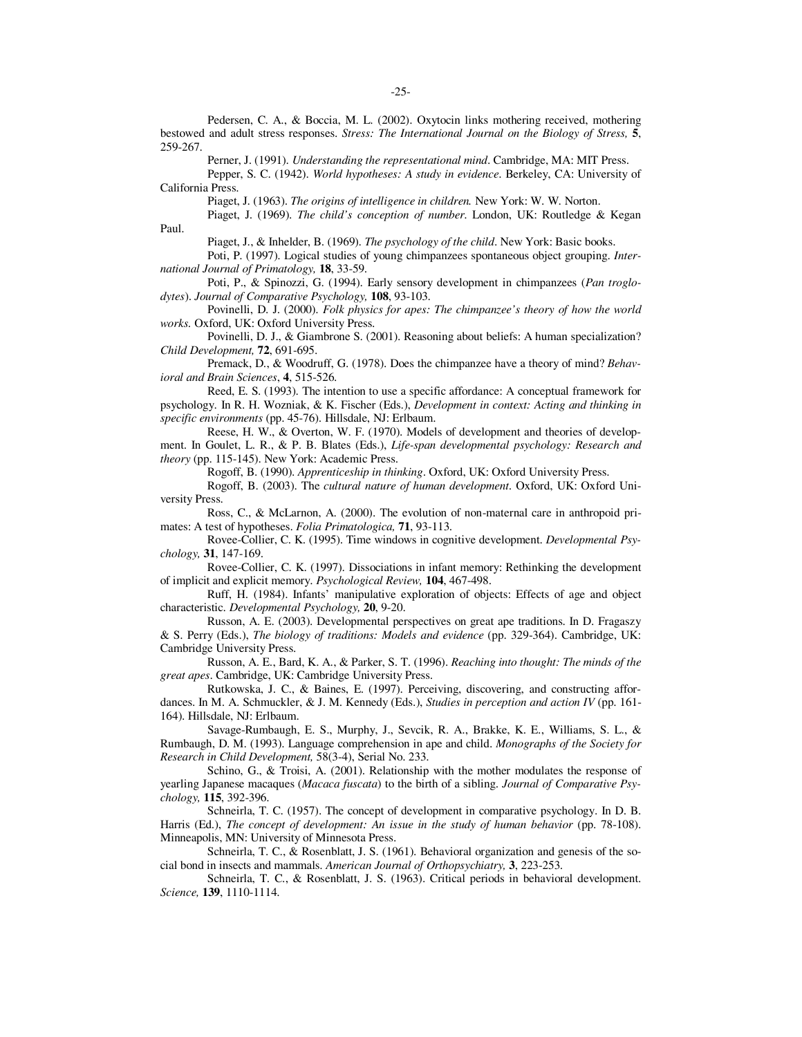Pedersen, C. A., & Boccia, M. L. (2002). Oxytocin links mothering received, mothering bestowed and adult stress responses. *Stress: The International Journal on the Biology of Stress,* **5**, 259-267.

Perner, J. (1991). *Understanding the representational mind*. Cambridge, MA: MIT Press.

Pepper, S. C. (1942). *World hypotheses: A study in evidence*. Berkeley, CA: University of California Press.

Piaget, J. (1963). *The origins of intelligence in children.* New York: W. W. Norton.

Piaget, J. (1969). *The child's conception of number*. London, UK: Routledge & Kegan Paul.

Piaget, J., & Inhelder, B. (1969). *The psychology of the child*. New York: Basic books.

Poti, P. (1997). Logical studies of young chimpanzees spontaneous object grouping. *International Journal of Primatology,* **18**, 33-59.

Poti, P., & Spinozzi, G. (1994). Early sensory development in chimpanzees (*Pan troglodytes*). *Journal of Comparative Psychology,* **108**, 93-103.

Povinelli, D. J. (2000). *Folk physics for apes: The chimpanzee's theory of how the world works.* Oxford, UK: Oxford University Press.

Povinelli, D. J., & Giambrone S. (2001). Reasoning about beliefs: A human specialization? *Child Development,* **72**, 691-695.

Premack, D., & Woodruff, G. (1978). Does the chimpanzee have a theory of mind? *Behavioral and Brain Sciences*, **4**, 515-526.

Reed, E. S. (1993). The intention to use a specific affordance: A conceptual framework for psychology. In R. H. Wozniak, & K. Fischer (Eds.), *Development in context: Acting and thinking in specific environments* (pp. 45-76). Hillsdale, NJ: Erlbaum.

Reese, H. W., & Overton, W. F. (1970). Models of development and theories of development. In Goulet, L. R., & P. B. Blates (Eds.), *Life-span developmental psychology: Research and theory* (pp. 115-145). New York: Academic Press.

Rogoff, B. (1990). *Apprenticeship in thinking*. Oxford, UK: Oxford University Press.

Rogoff, B. (2003). The *cultural nature of human development*. Oxford, UK: Oxford University Press.

Ross, C., & McLarnon, A. (2000). The evolution of non-maternal care in anthropoid primates: A test of hypotheses. *Folia Primatologica,* **71**, 93-113.

Rovee-Collier, C. K. (1995). Time windows in cognitive development. *Developmental Psychology,* **31**, 147-169.

Rovee-Collier, C. K. (1997). Dissociations in infant memory: Rethinking the development of implicit and explicit memory. *Psychological Review,* **104**, 467-498.

Ruff, H. (1984). Infants' manipulative exploration of objects: Effects of age and object characteristic. *Developmental Psychology,* **20**, 9-20.

Russon, A. E. (2003). Developmental perspectives on great ape traditions. In D. Fragaszy & S. Perry (Eds.), *The biology of traditions: Models and evidence* (pp. 329-364). Cambridge, UK: Cambridge University Press.

Russon, A. E., Bard, K. A., & Parker, S. T. (1996). *Reaching into thought: The minds of the great apes*. Cambridge, UK: Cambridge University Press.

Rutkowska, J. C., & Baines, E. (1997). Perceiving, discovering, and constructing affordances. In M. A. Schmuckler, & J. M. Kennedy (Eds.), *Studies in perception and action IV* (pp. 161-164). Hillsdale, NJ: Erlbaum.

Savage-Rumbaugh, E. S., Murphy, J., Sevcik, R. A., Brakke, K. E., Williams, S. L., & Rumbaugh, D. M. (1993). Language comprehension in ape and child. *Monographs of the Society for Research in Child Development,* 58(3-4), Serial No. 233.

Schino, G., & Troisi, A. (2001). Relationship with the mother modulates the response of yearling Japanese macaques (*Macaca fuscata*) to the birth of a sibling. *Journal of Comparative Psychology,* **115**, 392-396.

Schneirla, T. C. (1957). The concept of development in comparative psychology. In D. B. Harris (Ed.), *The concept of development: An issue in the study of human behavior* (pp. 78-108). Minneapolis, MN: University of Minnesota Press.

Schneirla, T. C., & Rosenblatt, J. S. (1961). Behavioral organization and genesis of the social bond in insects and mammals. *American Journal of Orthopsychiatry,* **3**, 223-253.

Schneirla, T. C., & Rosenblatt, J. S. (1963). Critical periods in behavioral development. *Science,* **139**, 1110-1114.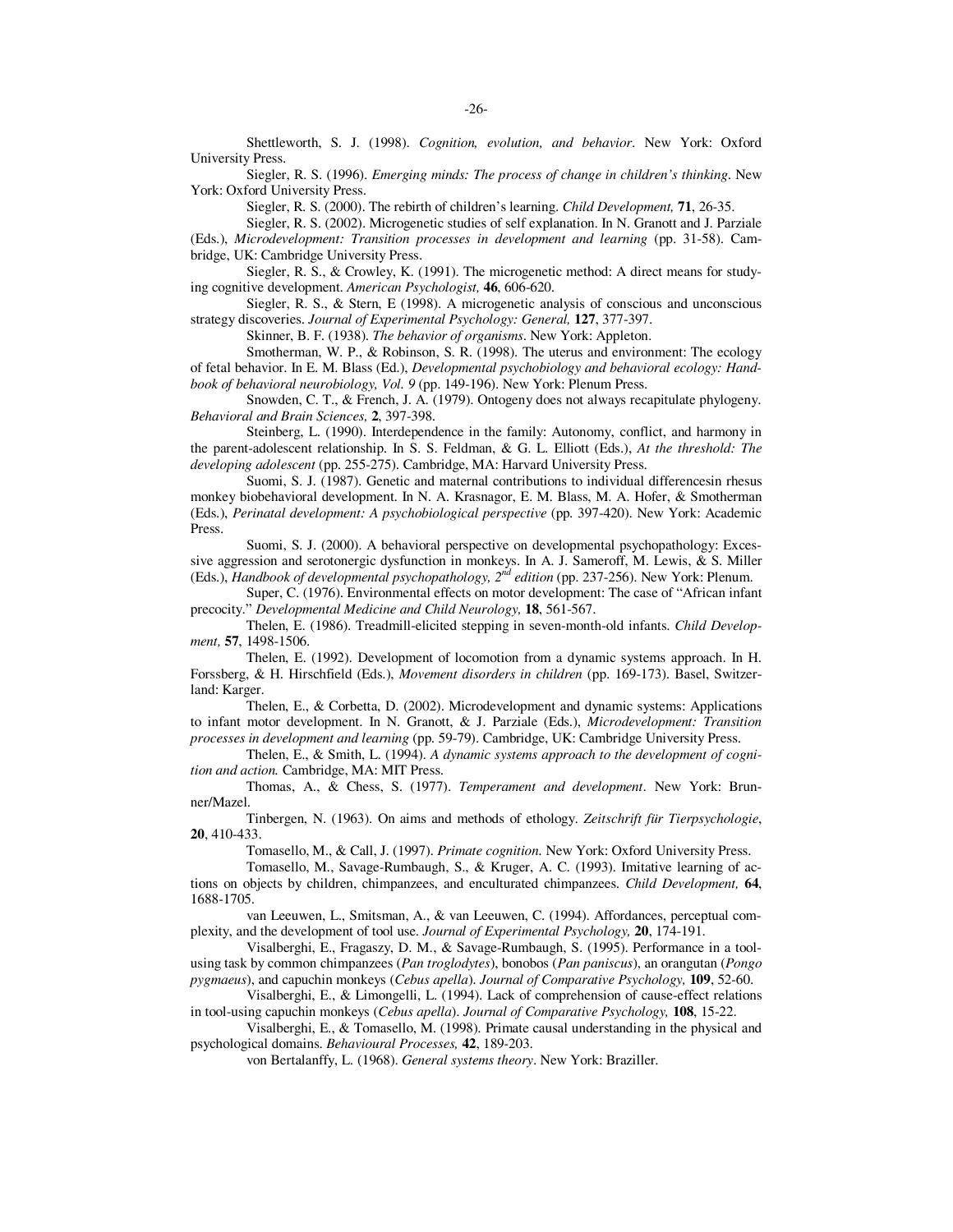Shettleworth, S. J. (1998). *Cognition, evolution, and behavior*. New York: Oxford University Press.

Siegler, R. S. (1996). *Emerging minds: The process of change in children's thinking*. New York: Oxford University Press.

Siegler, R. S. (2000). The rebirth of children's learning. *Child Development,* **71**, 26-35.

Siegler, R. S. (2002). Microgenetic studies of self explanation. In N. Granott and J. Parziale (Eds.), *Microdevelopment: Transition processes in development and learning* (pp. 31-58). Cambridge, UK: Cambridge University Press.

Siegler, R. S., & Crowley, K. (1991). The microgenetic method: A direct means for studying cognitive development. *American Psychologist,* **46**, 606-620.

Siegler, R. S., & Stern, E (1998). A microgenetic analysis of conscious and unconscious strategy discoveries. *Journal of Experimental Psychology: General,* **127**, 377-397.

Skinner, B. F. (1938). *The behavior of organisms*. New York: Appleton.

Smotherman, W. P., & Robinson, S. R. (1998). The uterus and environment: The ecology of fetal behavior. In E. M. Blass (Ed.), *Developmental psychobiology and behavioral ecology: Handbook of behavioral neurobiology, Vol. 9* (pp. 149-196). New York: Plenum Press.

Snowden, C. T., & French, J. A. (1979). Ontogeny does not always recapitulate phylogeny. *Behavioral and Brain Sciences,* **2**, 397-398.

Steinberg, L. (1990). Interdependence in the family: Autonomy, conflict, and harmony in the parent-adolescent relationship. In S. S. Feldman, & G. L. Elliott (Eds.), *At the threshold: The developing adolescent* (pp. 255-275). Cambridge, MA: Harvard University Press.

Suomi, S. J. (1987). Genetic and maternal contributions to individual differencesin rhesus monkey biobehavioral development. In N. A. Krasnagor, E. M. Blass, M. A. Hofer, & Smotherman (Eds.), *Perinatal development: A psychobiological perspective* (pp. 397-420). New York: Academic Press.

Suomi, S. J. (2000). A behavioral perspective on developmental psychopathology: Excessive aggression and serotonergic dysfunction in monkeys. In A. J. Sameroff, M. Lewis, & S. Miller (Eds.), *Handbook of developmental psychopathology, 2nd edition* (pp. 237-256). New York: Plenum.

Super, C. (1976). Environmental effects on motor development: The case of "African infant precocity." *Developmental Medicine and Child Neurology,* **18**, 561-567.

Thelen, E. (1986). Treadmill-elicited stepping in seven-month-old infants. *Child Development,* **57**, 1498-1506.

Thelen, E. (1992). Development of locomotion from a dynamic systems approach. In H. Forssberg, & H. Hirschfield (Eds.), *Movement disorders in children* (pp. 169-173). Basel, Switzerland: Karger.

Thelen, E., & Corbetta, D. (2002). Microdevelopment and dynamic systems: Applications to infant motor development. In N. Granott, & J. Parziale (Eds.), *Microdevelopment: Transition processes in development and learning* (pp. 59-79). Cambridge, UK: Cambridge University Press.

Thelen, E., & Smith, L. (1994). *A dynamic systems approach to the development of cognition and action.* Cambridge, MA: MIT Press.

Thomas, A., & Chess, S. (1977). *Temperament and development*. New York: Brunner/Mazel.

Tinbergen, N. (1963). On aims and methods of ethology. *Zeitschrift für Tierpsychologie*, **20**, 410-433.

Tomasello, M., & Call, J. (1997). *Primate cognition.* New York: Oxford University Press.

Tomasello, M., Savage-Rumbaugh, S., & Kruger, A. C. (1993). Imitative learning of actions on objects by children, chimpanzees, and enculturated chimpanzees. *Child Development,* **64**, 1688-1705.

van Leeuwen, L., Smitsman, A., & van Leeuwen, C. (1994). Affordances, perceptual complexity, and the development of tool use. *Journal of Experimental Psychology,* **20**, 174-191.

Visalberghi, E., Fragaszy, D. M., & Savage-Rumbaugh, S. (1995). Performance in a tool-using task by common chimpanzees (*Pan troglodytes*), bonobos (*Pan paniscus*), an orangutan (*Pongo pygmaeus*), and capuchin monkeys (*Cebus apella*). *Journal of Comparative Psychology,* **109**, 52-60.

Visalberghi, E., & Limongelli, L. (1994). Lack of comprehension of cause-effect relations in tool-using capuchin monkeys (*Cebus apella*). *Journal of Comparative Psychology,* **108**, 15-22.

Visalberghi, E., & Tomasello, M. (1998). Primate causal understanding in the physical and psychological domains. *Behavioural Processes,* **42**, 189-203.

von Bertalanffy, L. (1968). *General systems theory*. New York: Braziller.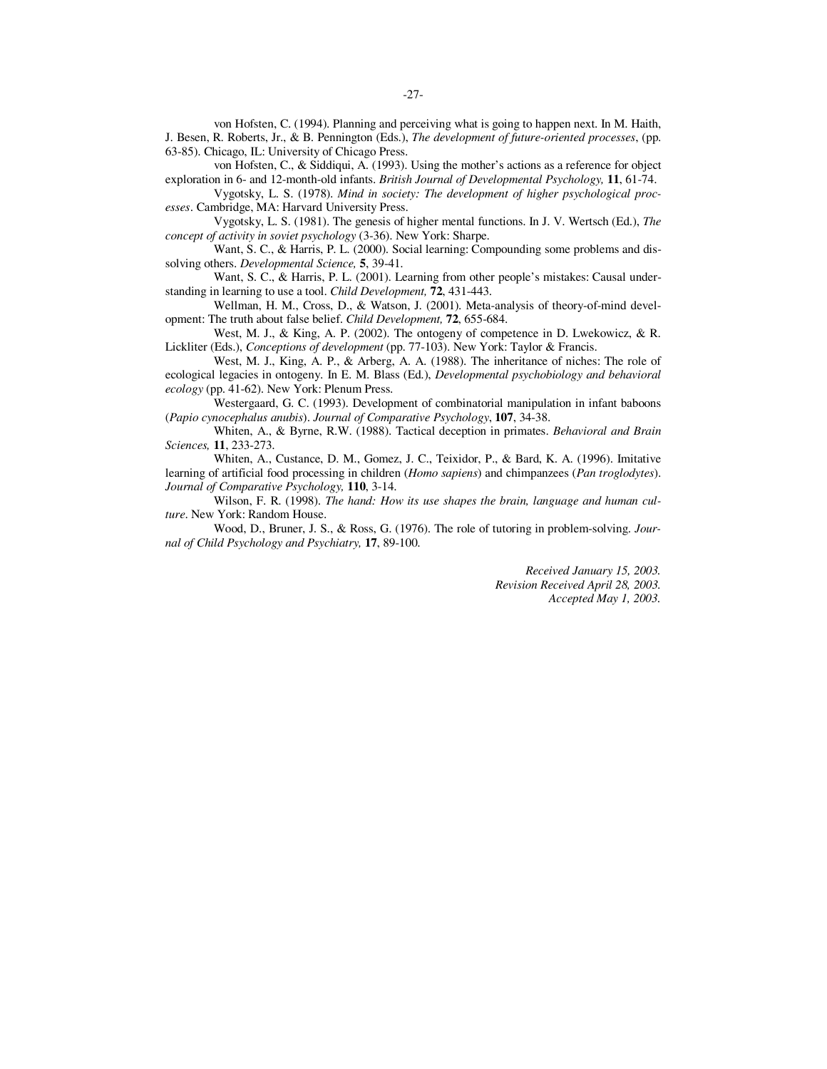von Hofsten, C. (1994). Planning and perceiving what is going to happen next. In M. Haith, J. Besen, R. Roberts, Jr., & B. Pennington (Eds.), *The development of future-oriented processes*, (pp. 63-85). Chicago, IL: University of Chicago Press.

von Hofsten, C., & Siddiqui, A. (1993). Using the mother's actions as a reference for object exploration in 6- and 12-month-old infants. *British Journal of Developmental Psychology,* **11**, 61-74.

Vygotsky, L. S. (1978). *Mind in society: The development of higher psychological processes*. Cambridge, MA: Harvard University Press.

Vygotsky, L. S. (1981). The genesis of higher mental functions. In J. V. Wertsch (Ed.), *The concept of activity in soviet psychology* (3-36). New York: Sharpe.

Want, S. C., & Harris, P. L. (2000). Social learning: Compounding some problems and dissolving others. *Developmental Science,* **5**, 39-41.

Want, S. C., & Harris, P. L. (2001). Learning from other people's mistakes: Causal understanding in learning to use a tool. *Child Development,* **72**, 431-443.

Wellman, H. M., Cross, D., & Watson, J. (2001). Meta-analysis of theory-of-mind development: The truth about false belief. *Child Development,* **72**, 655-684.

West, M. J., & King, A. P. (2002). The ontogeny of competence in D. Lwekowicz, & R. Lickliter (Eds.), *Conceptions of development* (pp. 77-103). New York: Taylor & Francis.

West, M. J., King, A. P., & Arberg, A. A. (1988). The inheritance of niches: The role of ecological legacies in ontogeny. In E. M. Blass (Ed.), *Developmental psychobiology and behavioral ecology* (pp. 41-62). New York: Plenum Press.

Westergaard, G. C. (1993). Development of combinatorial manipulation in infant baboons (*Papio cynocephalus anubis*). *Journal of Comparative Psychology*, **107**, 34-38.

Whiten, A., & Byrne, R.W. (1988). Tactical deception in primates. *Behavioral and Brain Sciences,* **11**, 233-273.

Whiten, A., Custance, D. M., Gomez, J. C., Teixidor, P., & Bard, K. A. (1996). Imitative learning of artificial food processing in children (*Homo sapiens*) and chimpanzees (*Pan troglodytes*). *Journal of Comparative Psychology,* **110**, 3-14.

Wilson, F. R. (1998). *The hand: How its use shapes the brain, language and human culture*. New York: Random House.

Wood, D., Bruner, J. S., & Ross, G. (1976). The role of tutoring in problem-solving. *Journal of Child Psychology and Psychiatry,* **17**, 89-100.

*Received January 15, 2003.*
*Revision Received April 28, 2003.*
*Accepted May 1, 2003.*